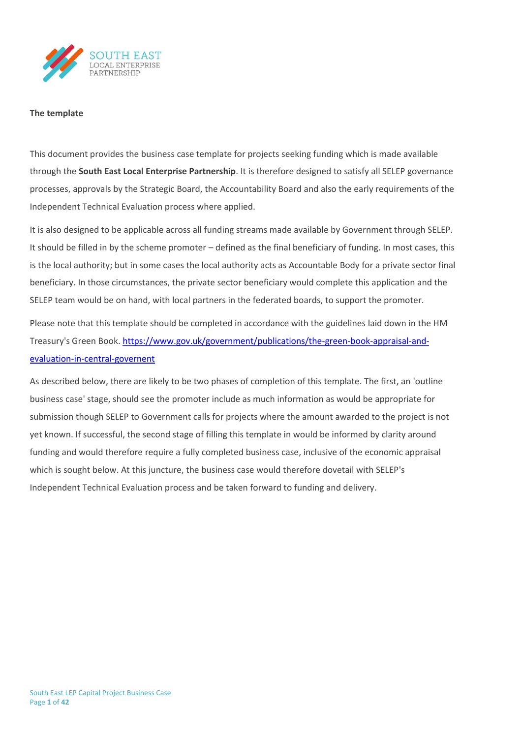**The template**

This document provides the business case template for projects seeking funding which is made available through the **South East Local Enterprise Partnership**. It is therefore designed to satisfy all SELEP governance processes, approvals by the Strategic Board, the Accountability Board and also the early requirements of the Independent Technical Evaluation process where applied.

It is also designed to be applicable across all funding streams made available by Government through SELEP. It should be filled in by the scheme promoter – defined as the final beneficiary of funding. In most cases, this is the local authority; but in some cases the local authority acts as Accountable Body for a private sector final beneficiary. In those circumstances, the private sector beneficiary would complete this application and the SELEP team would be on hand, with local partners in the federated boards, to support the promoter.

Please note that this template should be completed in accordance with the guidelines laid down in the HM Treasury's Green Book. [https://www.gov.uk/government/publications/the-green-book-appraisal-and-evaluation-in-central-governent](https://www.gov.uk/government/publications/the-green-book-appraisal-and-evaluation-in-central-governent)

As described below, there are likely to be two phases of completion of this template. The first, an 'outline business case' stage, should see the promoter include as much information as would be appropriate for submission though SELEP to Government calls for projects where the amount awarded to the project is not yet known. If successful, the second stage of filling this template in would be informed by clarity around funding and would therefore require a fully completed business case, inclusive of the economic appraisal which is sought below. At this juncture, the business case would therefore dovetail with SELEP's Independent Technical Evaluation process and be taken forward to funding and delivery.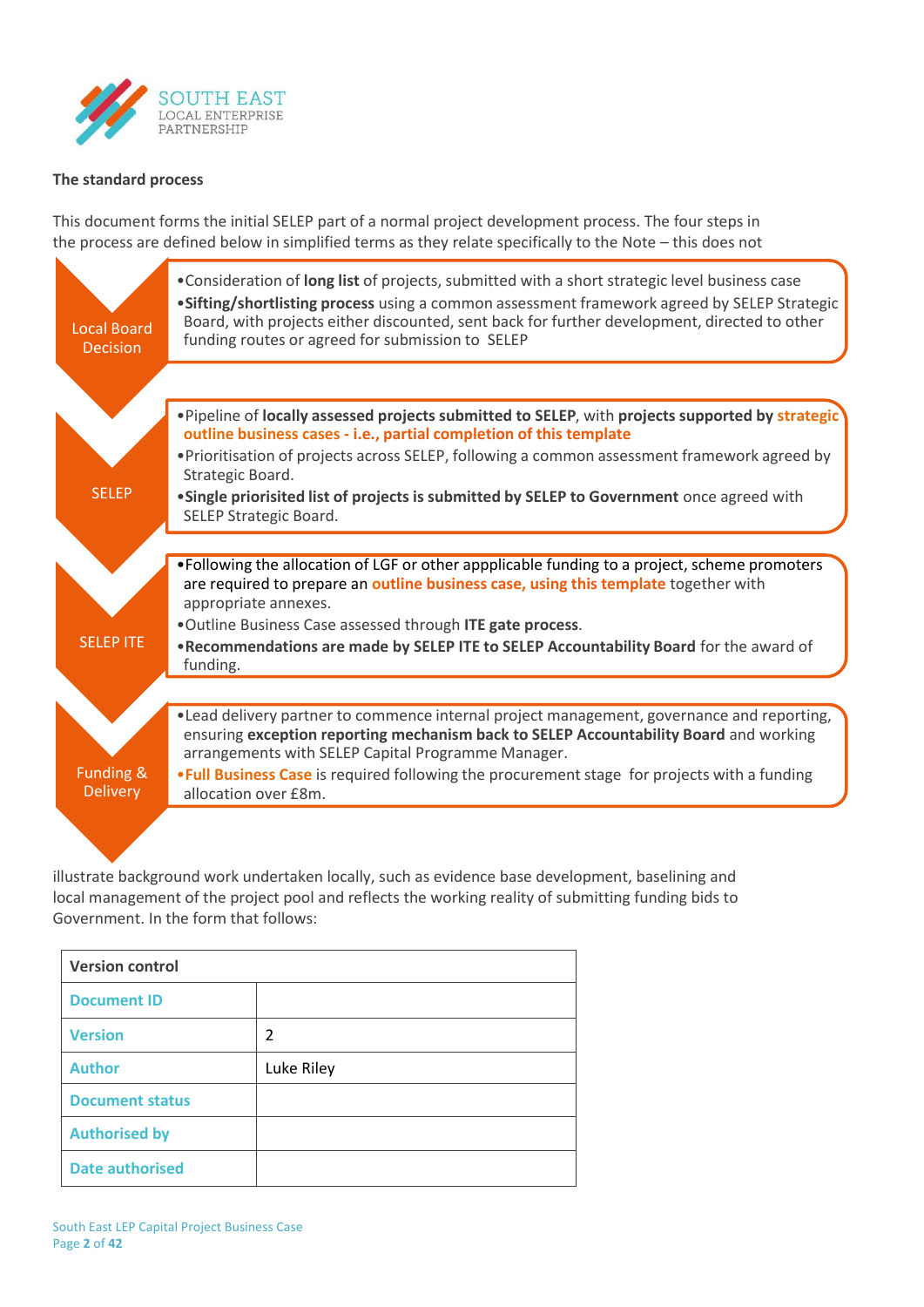**The standard process**

This document forms the initial SELEP part of a normal project development process. The four steps in the process are defined below in simplified terms as they relate specifically to the Note – this does not

**Local Board Decision**

- Consideration of **long list** of projects, submitted with a short strategic level business case
- **Sifting/shortlisting process** using a common assessment framework agreed by SELEP Strategic Board, with projects either discounted, sent back for further development, directed to other funding routes or agreed for submission to SELEP

**SELEP**

- Pipeline of **locally assessed projects submitted to SELEP**, with **projects supported by strategic outline business cases - i.e., partial completion of this template**
- Prioritisation of projects across SELEP, following a common assessment framework agreed by Strategic Board.
- **Single priorisited list of projects is submitted by SELEP to Government** once agreed with SELEP Strategic Board.

**SELEP ITE**

- Following the allocation of LGF or other appplicable funding to a project, scheme promoters are required to prepare an **outline business case, using this template** together with appropriate annexes.
- Outline Business Case assessed through **ITE gate process**.
- **Recommendations are made by SELEP ITE to SELEP Accountability Board** for the award of funding.

**Funding & Delivery**

- Lead delivery partner to commence internal project management, governance and reporting, ensuring **exception reporting mechanism back to SELEP Accountability Board** and working arrangements with SELEP Capital Programme Manager.
- **Full Business Case** is required following the procurement stage for projects with a funding allocation over £8m.

illustrate background work undertaken locally, such as evidence base development, baselining and local management of the project pool and reflects the working reality of submitting funding bids to Government. In the form that follows:

| Version control | |
|---|---|
| Document ID | |
| Version | 2 |
| Author | Luke Riley |
| Document status | |
| Authorised by | |
| Date authorised | |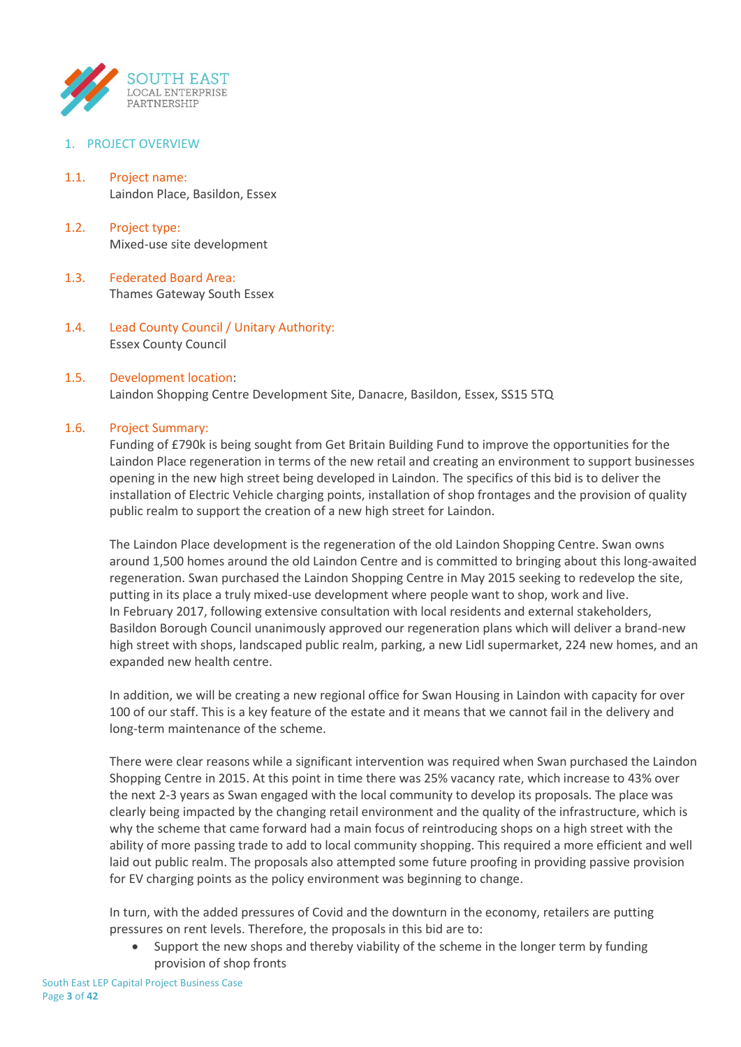## 1. PROJECT OVERVIEW

**1.1. Project name:**
Laindon Place, Basildon, Essex

**1.2. Project type:**
Mixed-use site development

**1.3. Federated Board Area:**
Thames Gateway South Essex

**1.4. Lead County Council / Unitary Authority:**
Essex County Council

**1.5. Development location:**
Laindon Shopping Centre Development Site, Danacre, Basildon, Essex, SS15 5TQ

**1.6. Project Summary:**
Funding of £790k is being sought from Get Britain Building Fund to improve the opportunities for the Laindon Place regeneration in terms of the new retail and creating an environment to support businesses opening in the new high street being developed in Laindon. The specifics of this bid is to deliver the installation of Electric Vehicle charging points, installation of shop frontages and the provision of quality public realm to support the creation of a new high street for Laindon.

The Laindon Place development is the regeneration of the old Laindon Shopping Centre. Swan owns around 1,500 homes around the old Laindon Centre and is committed to bringing about this long-awaited regeneration. Swan purchased the Laindon Shopping Centre in May 2015 seeking to redevelop the site, putting in its place a truly mixed-use development where people want to shop, work and live. In February 2017, following extensive consultation with local residents and external stakeholders, Basildon Borough Council unanimously approved our regeneration plans which will deliver a brand-new high street with shops, landscaped public realm, parking, a new Lidl supermarket, 224 new homes, and an expanded new health centre.

In addition, we will be creating a new regional office for Swan Housing in Laindon with capacity for over 100 of our staff. This is a key feature of the estate and it means that we cannot fail in the delivery and long-term maintenance of the scheme.

There were clear reasons while a significant intervention was required when Swan purchased the Laindon Shopping Centre in 2015. At this point in time there was 25% vacancy rate, which increase to 43% over the next 2-3 years as Swan engaged with the local community to develop its proposals. The place was clearly being impacted by the changing retail environment and the quality of the infrastructure, which is why the scheme that came forward had a main focus of reintroducing shops on a high street with the ability of more passing trade to add to local community shopping. This required a more efficient and well laid out public realm. The proposals also attempted some future proofing in providing passive provision for EV charging points as the policy environment was beginning to change.

In turn, with the added pressures of Covid and the downturn in the economy, retailers are putting pressures on rent levels. Therefore, the proposals in this bid are to:

- Support the new shops and thereby viability of the scheme in the longer term by funding provision of shop fronts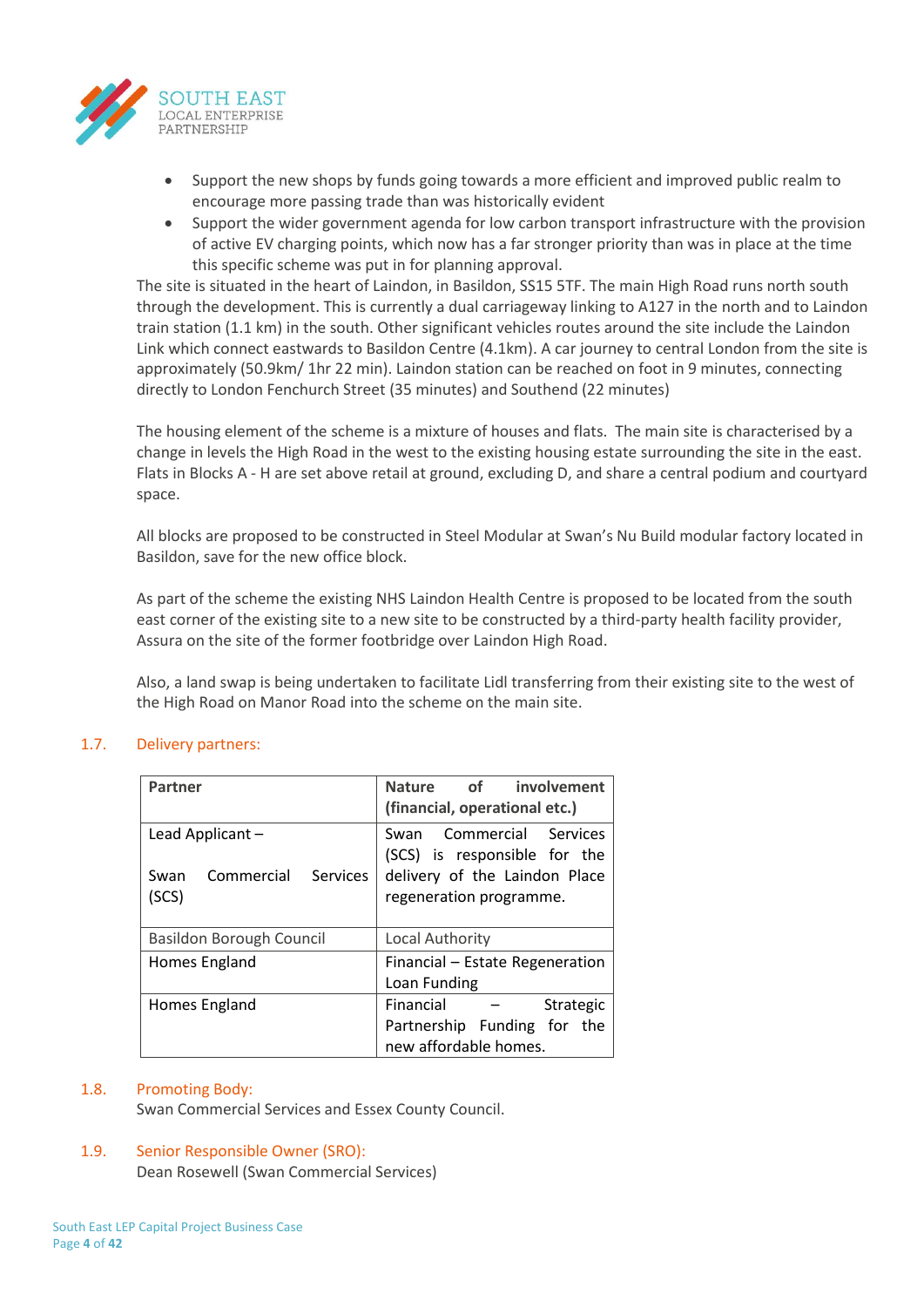- Support the new shops by funds going towards a more efficient and improved public realm to encourage more passing trade than was historically evident
- Support the wider government agenda for low carbon transport infrastructure with the provision of active EV charging points, which now has a far stronger priority than was in place at the time this specific scheme was put in for planning approval.

The site is situated in the heart of Laindon, in Basildon, SS15 5TF. The main High Road runs north south through the development. This is currently a dual carriageway linking to A127 in the north and to Laindon train station (1.1 km) in the south. Other significant vehicles routes around the site include the Laindon Link which connect eastwards to Basildon Centre (4.1km). A car journey to central London from the site is approximately (50.9km/ 1hr 22 min). Laindon station can be reached on foot in 9 minutes, connecting directly to London Fenchurch Street (35 minutes) and Southend (22 minutes)

The housing element of the scheme is a mixture of houses and flats. The main site is characterised by a change in levels the High Road in the west to the existing housing estate surrounding the site in the east. Flats in Blocks A - H are set above retail at ground, excluding D, and share a central podium and courtyard space.

All blocks are proposed to be constructed in Steel Modular at Swan's Nu Build modular factory located in Basildon, save for the new office block.

As part of the scheme the existing NHS Laindon Health Centre is proposed to be located from the south east corner of the existing site to a new site to be constructed by a third-party health facility provider, Assura on the site of the former footbridge over Laindon High Road.

Also, a land swap is being undertaken to facilitate Lidl transferring from their existing site to the west of the High Road on Manor Road into the scheme on the main site.

## 1.7. Delivery partners:

| Partner | Nature of involvement (financial, operational etc.) |
|---|---|
| Lead Applicant – Swan Commercial Services (SCS) | Swan Commercial Services (SCS) is responsible for the delivery of the Laindon Place regeneration programme. |
| Basildon Borough Council | Local Authority |
| Homes England | Financial – Estate Regeneration Loan Funding |
| Homes England | Financial – Strategic Partnership Funding for the new affordable homes. |

## 1.8. Promoting Body:

Swan Commercial Services and Essex County Council.

## 1.9. Senior Responsible Owner (SRO):

Dean Rosewell (Swan Commercial Services)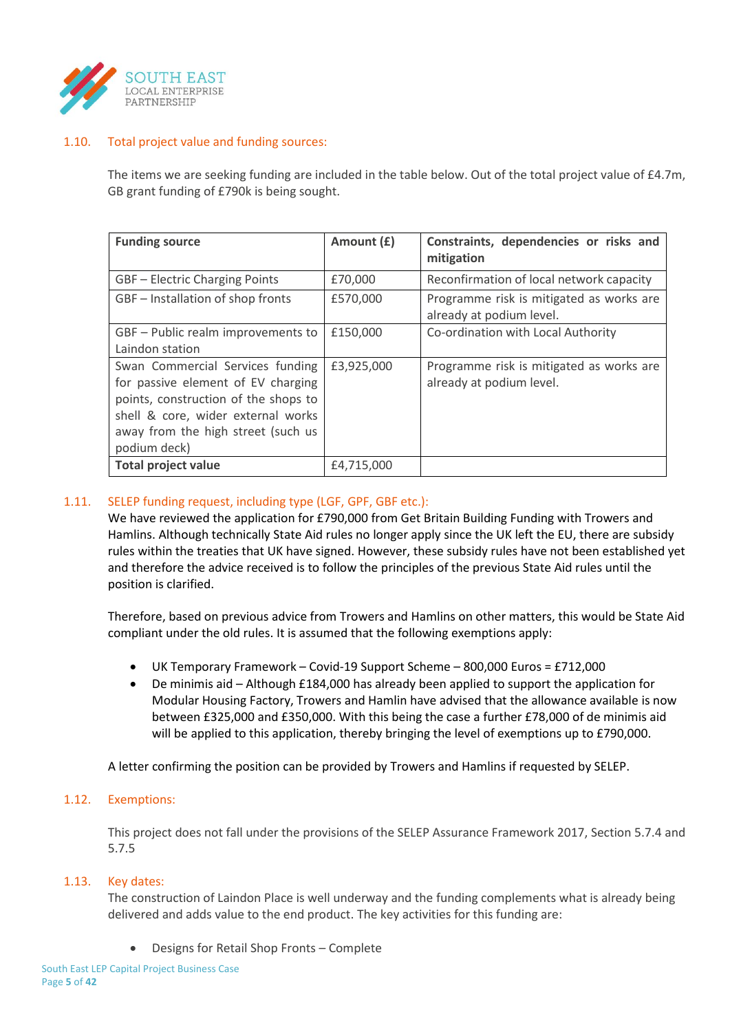### 1.10. Total project value and funding sources:

The items we are seeking funding are included in the table below. Out of the total project value of £4.7m, GB grant funding of £790k is being sought.

| Funding source | Amount (£) | Constraints, dependencies or risks and mitigation |
|---|---|---|
| GBF – Electric Charging Points | £70,000 | Reconfirmation of local network capacity |
| GBF – Installation of shop fronts | £570,000 | Programme risk is mitigated as works are already at podium level. |
| GBF – Public realm improvements to Laindon station | £150,000 | Co-ordination with Local Authority |
| Swan Commercial Services funding for passive element of EV charging points, construction of the shops to shell & core, wider external works away from the high street (such us podium deck) | £3,925,000 | Programme risk is mitigated as works are already at podium level. |
| **Total project value** | £4,715,000 | |

### 1.11. SELEP funding request, including type (LGF, GPF, GBF etc.):

We have reviewed the application for £790,000 from Get Britain Building Funding with Trowers and Hamlins. Although technically State Aid rules no longer apply since the UK left the EU, there are subsidy rules within the treaties that UK have signed. However, these subsidy rules have not been established yet and therefore the advice received is to follow the principles of the previous State Aid rules until the position is clarified.

Therefore, based on previous advice from Trowers and Hamlins on other matters, this would be State Aid compliant under the old rules. It is assumed that the following exemptions apply:

- UK Temporary Framework – Covid-19 Support Scheme – 800,000 Euros = £712,000
- De minimis aid – Although £184,000 has already been applied to support the application for Modular Housing Factory, Trowers and Hamlin have advised that the allowance available is now between £325,000 and £350,000. With this being the case a further £78,000 of de minimis aid will be applied to this application, thereby bringing the level of exemptions up to £790,000.

A letter confirming the position can be provided by Trowers and Hamlins if requested by SELEP.

### 1.12. Exemptions:

This project does not fall under the provisions of the SELEP Assurance Framework 2017, Section 5.7.4 and 5.7.5

### 1.13. Key dates:

The construction of Laindon Place is well underway and the funding complements what is already being delivered and adds value to the end product. The key activities for this funding are:

- Designs for Retail Shop Fronts – Complete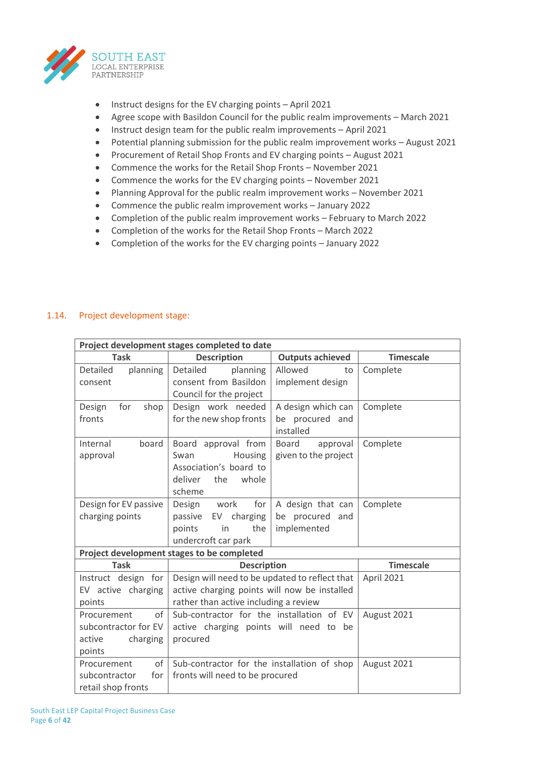- Instruct designs for the EV charging points – April 2021
- Agree scope with Basildon Council for the public realm improvements – March 2021
- Instruct design team for the public realm improvements – April 2021
- Potential planning submission for the public realm improvement works – August 2021
- Procurement of Retail Shop Fronts and EV charging points – August 2021
- Commence the works for the Retail Shop Fronts – November 2021
- Commence the works for the EV charging points – November 2021
- Planning Approval for the public realm improvement works – November 2021
- Commence the public realm improvement works – January 2022
- Completion of the public realm improvement works – February to March 2022
- Completion of the works for the Retail Shop Fronts – March 2022
- Completion of the works for the EV charging points – January 2022

## 1.14. Project development stage:

| **Project development stages completed to date** | | | |
|---|---|---|---|
| **Task** | **Description** | **Outputs achieved** | **Timescale** |
| Detailed planning consent | Detailed planning consent from Basildon Council for the project | Allowed to implement design | Complete |
| Design for shop fronts | Design work needed for the new shop fronts | A design which can be procured and installed | Complete |
| Internal board approval | Board approval from Swan Housing Association's board to deliver the whole scheme | Board approval given to the project | Complete |
| Design for EV passive charging points | Design work for passive EV charging points in the undercroft car park | A design that can be procured and implemented | Complete |
| **Project development stages to be completed** | | | |
| **Task** | **Description** | | **Timescale** |
| Instruct design for EV active charging points | Design will need to be updated to reflect that active charging points will now be installed rather than active including a review | | April 2021 |
| Procurement of subcontractor for EV active charging points | Sub-contractor for the installation of EV active charging points will need to be procured | | August 2021 |
| Procurement of subcontractor for retail shop fronts | Sub-contractor for the installation of shop fronts will need to be procured | | August 2021 |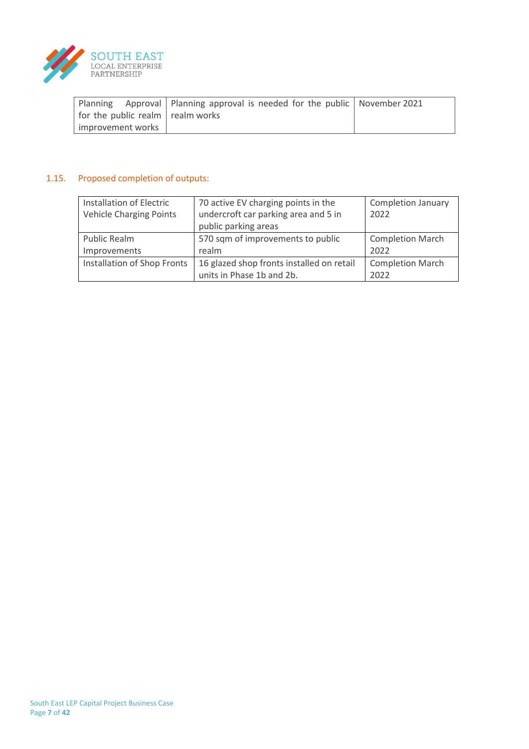| Planning Approval for the public realm improvement works | Planning approval is needed for the public realm works | November 2021 |
|---|---|---|

## 1.15. Proposed completion of outputs:

| Installation of Electric Vehicle Charging Points | 70 active EV charging points in the undercroft car parking area and 5 in public parking areas | Completion January 2022 |
|---|---|---|
| Public Realm Improvements | 570 sqm of improvements to public realm | Completion March 2022 |
| Installation of Shop Fronts | 16 glazed shop fronts installed on retail units in Phase 1b and 2b. | Completion March 2022 |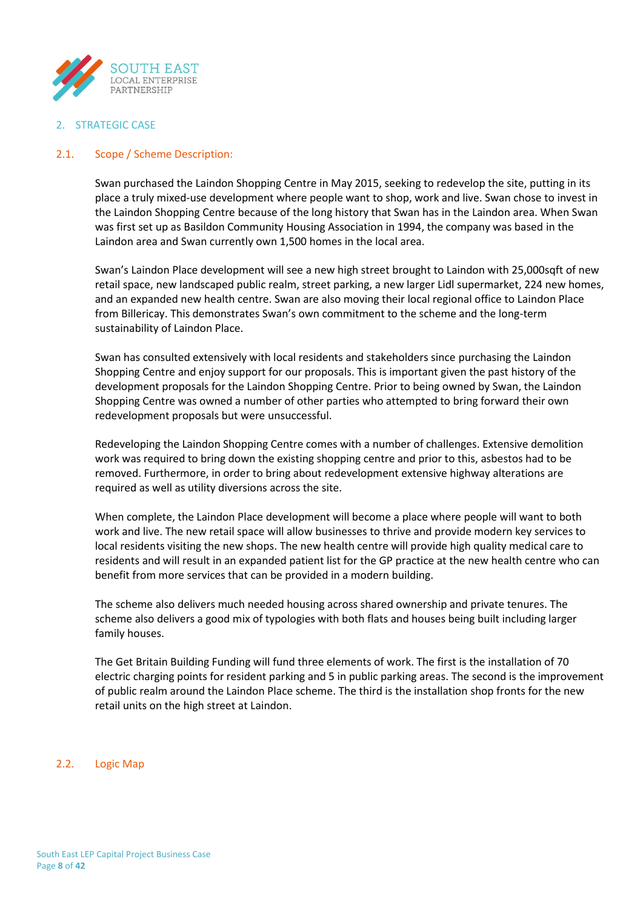## 2. STRATEGIC CASE

### 2.1. Scope / Scheme Description:

Swan purchased the Laindon Shopping Centre in May 2015, seeking to redevelop the site, putting in its place a truly mixed-use development where people want to shop, work and live. Swan chose to invest in the Laindon Shopping Centre because of the long history that Swan has in the Laindon area. When Swan was first set up as Basildon Community Housing Association in 1994, the company was based in the Laindon area and Swan currently own 1,500 homes in the local area.

Swan's Laindon Place development will see a new high street brought to Laindon with 25,000sqft of new retail space, new landscaped public realm, street parking, a new larger Lidl supermarket, 224 new homes, and an expanded new health centre. Swan are also moving their local regional office to Laindon Place from Billericay. This demonstrates Swan's own commitment to the scheme and the long-term sustainability of Laindon Place.

Swan has consulted extensively with local residents and stakeholders since purchasing the Laindon Shopping Centre and enjoy support for our proposals. This is important given the past history of the development proposals for the Laindon Shopping Centre. Prior to being owned by Swan, the Laindon Shopping Centre was owned a number of other parties who attempted to bring forward their own redevelopment proposals but were unsuccessful.

Redeveloping the Laindon Shopping Centre comes with a number of challenges. Extensive demolition work was required to bring down the existing shopping centre and prior to this, asbestos had to be removed. Furthermore, in order to bring about redevelopment extensive highway alterations are required as well as utility diversions across the site.

When complete, the Laindon Place development will become a place where people will want to both work and live. The new retail space will allow businesses to thrive and provide modern key services to local residents visiting the new shops. The new health centre will provide high quality medical care to residents and will result in an expanded patient list for the GP practice at the new health centre who can benefit from more services that can be provided in a modern building.

The scheme also delivers much needed housing across shared ownership and private tenures. The scheme also delivers a good mix of typologies with both flats and houses being built including larger family houses.

The Get Britain Building Funding will fund three elements of work. The first is the installation of 70 electric charging points for resident parking and 5 in public parking areas. The second is the improvement of public realm around the Laindon Place scheme. The third is the installation shop fronts for the new retail units on the high street at Laindon.

### 2.2. Logic Map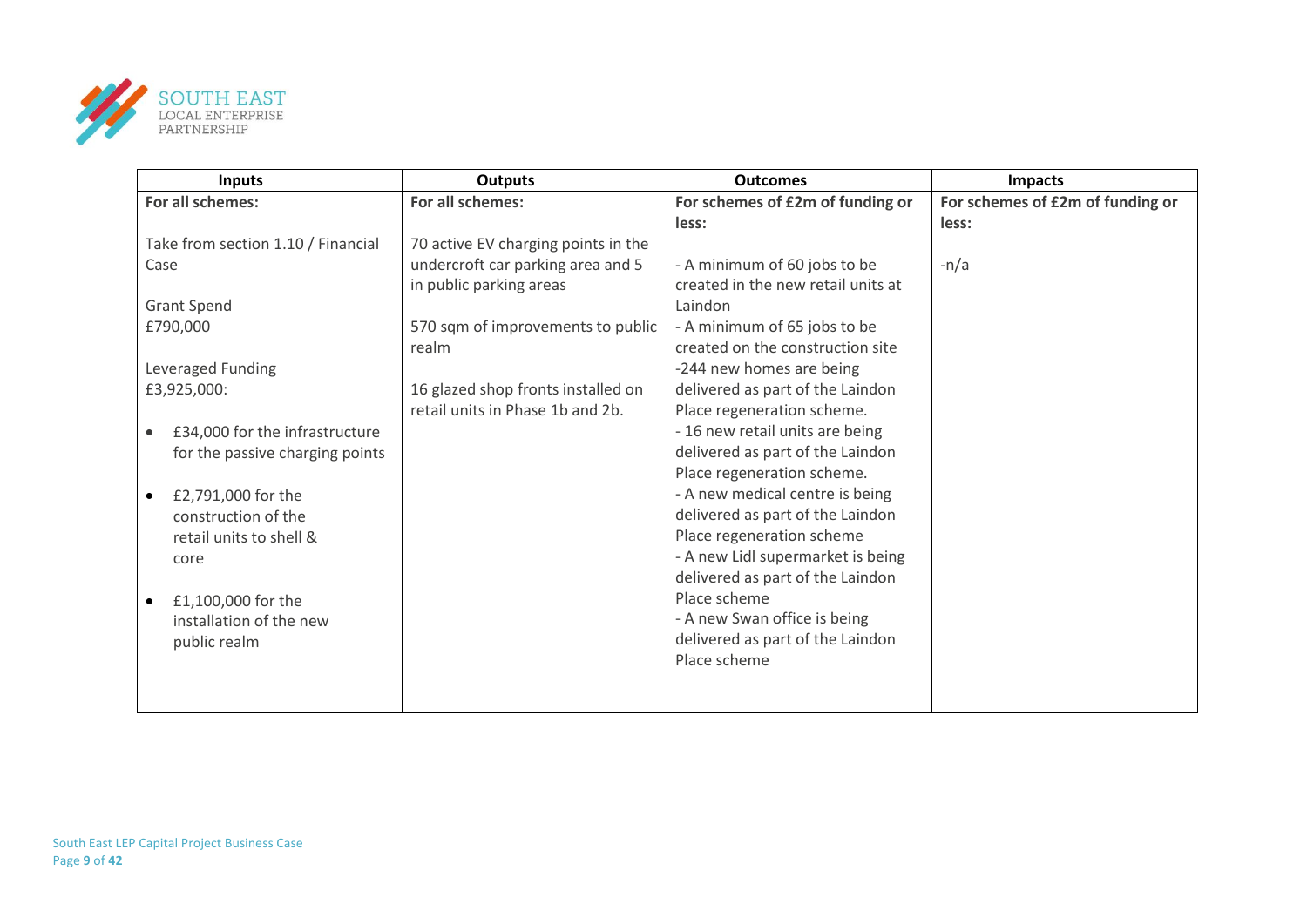| Inputs | Outputs | Outcomes | Impacts |
|---|---|---|---|
| **For all schemes:**<br><br>Take from section 1.10 / Financial Case<br><br>Grant Spend<br>£790,000<br><br>Leveraged Funding<br>£3,925,000:<br><br>• £34,000 for the infrastructure for the passive charging points<br><br>• £2,791,000 for the construction of the retail units to shell & core<br><br>• £1,100,000 for the installation of the new public realm | **For all schemes:**<br><br>70 active EV charging points in the undercroft car parking area and 5 in public parking areas<br><br>570 sqm of improvements to public realm<br><br>16 glazed shop fronts installed on retail units in Phase 1b and 2b. | **For schemes of £2m of funding or less:**<br><br>- A minimum of 60 jobs to be created in the new retail units at Laindon<br>- A minimum of 65 jobs to be created on the construction site<br>-244 new homes are being delivered as part of the Laindon Place regeneration scheme.<br>- 16 new retail units are being delivered as part of the Laindon Place regeneration scheme.<br>- A new medical centre is being delivered as part of the Laindon Place regeneration scheme<br>- A new Lidl supermarket is being delivered as part of the Laindon Place scheme<br>- A new Swan office is being delivered as part of the Laindon Place scheme | **For schemes of £2m of funding or less:**<br><br>-n/a |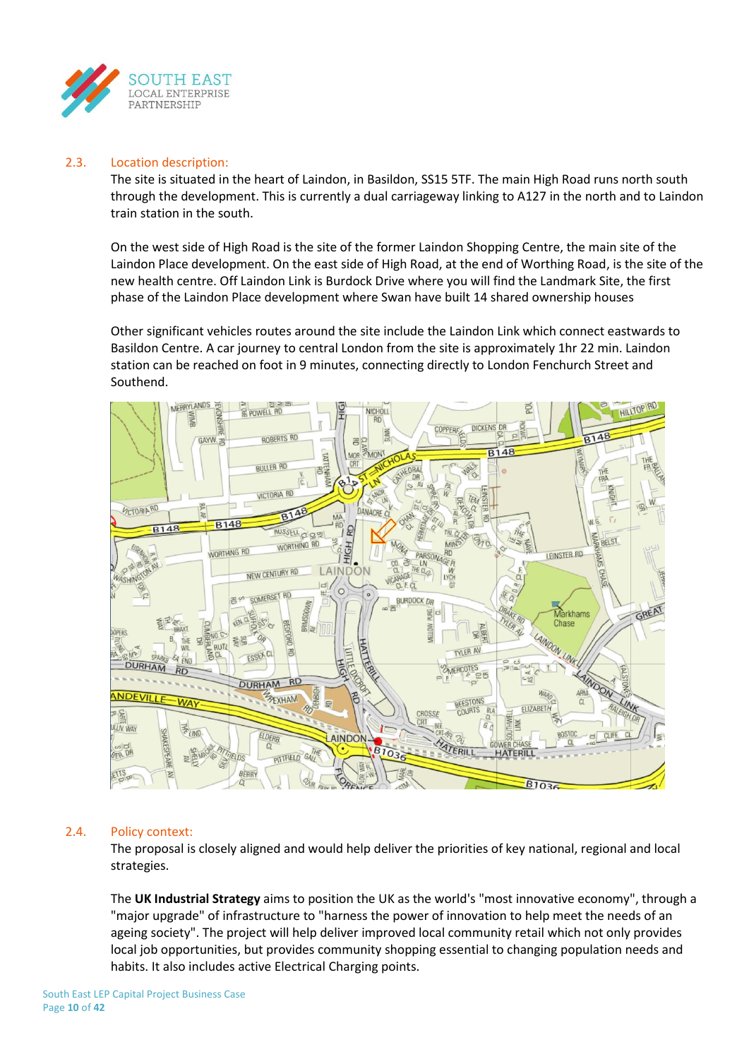## 2.3. Location description:

The site is situated in the heart of Laindon, in Basildon, SS15 5TF. The main High Road runs north south through the development. This is currently a dual carriageway linking to A127 in the north and to Laindon train station in the south.

On the west side of High Road is the site of the former Laindon Shopping Centre, the main site of the Laindon Place development. On the east side of High Road, at the end of Worthing Road, is the site of the new health centre. Off Laindon Link is Burdock Drive where you will find the Landmark Site, the first phase of the Laindon Place development where Swan have built 14 shared ownership houses

Other significant vehicles routes around the site include the Laindon Link which connect eastwards to Basildon Centre. A car journey to central London from the site is approximately 1hr 22 min. Laindon station can be reached on foot in 9 minutes, connecting directly to London Fenchurch Street and Southend.

## 2.4. Policy context:

The proposal is closely aligned and would help deliver the priorities of key national, regional and local strategies.

The **UK Industrial Strategy** aims to position the UK as the world's "most innovative economy", through a "major upgrade" of infrastructure to "harness the power of innovation to help meet the needs of an ageing society". The project will help deliver improved local community retail which not only provides local job opportunities, but provides community shopping essential to changing population needs and habits. It also includes active Electrical Charging points.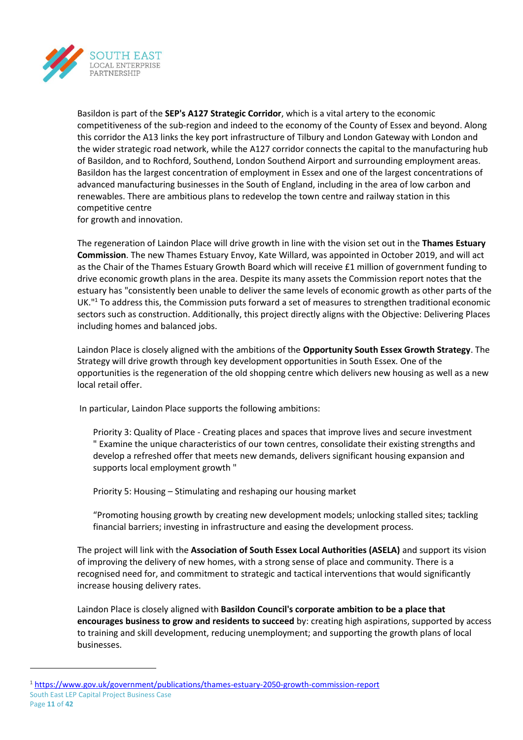Basildon is part of the **SEP's A127 Strategic Corridor**, which is a vital artery to the economic competitiveness of the sub-region and indeed to the economy of the County of Essex and beyond. Along this corridor the A13 links the key port infrastructure of Tilbury and London Gateway with London and the wider strategic road network, while the A127 corridor connects the capital to the manufacturing hub of Basildon, and to Rochford, Southend, London Southend Airport and surrounding employment areas. Basildon has the largest concentration of employment in Essex and one of the largest concentrations of advanced manufacturing businesses in the South of England, including in the area of low carbon and renewables. There are ambitious plans to redevelop the town centre and railway station in this competitive centre
for growth and innovation.

The regeneration of Laindon Place will drive growth in line with the vision set out in the **Thames Estuary Commission**. The new Thames Estuary Envoy, Kate Willard, was appointed in October 2019, and will act as the Chair of the Thames Estuary Growth Board which will receive £1 million of government funding to drive economic growth plans in the area. Despite its many assets the Commission report notes that the estuary has "consistently been unable to deliver the same levels of economic growth as other parts of the UK."[1] To address this, the Commission puts forward a set of measures to strengthen traditional economic sectors such as construction. Additionally, this project directly aligns with the Objective: Delivering Places including homes and balanced jobs.

Laindon Place is closely aligned with the ambitions of the **Opportunity South Essex Growth Strategy**. The Strategy will drive growth through key development opportunities in South Essex. One of the opportunities is the regeneration of the old shopping centre which delivers new housing as well as a new local retail offer.

In particular, Laindon Place supports the following ambitions:

> Priority 3: Quality of Place - Creating places and spaces that improve lives and secure investment " Examine the unique characteristics of our town centres, consolidate their existing strengths and develop a refreshed offer that meets new demands, delivers significant housing expansion and supports local employment growth "
>
> Priority 5: Housing – Stimulating and reshaping our housing market
>
> "Promoting housing growth by creating new development models; unlocking stalled sites; tackling financial barriers; investing in infrastructure and easing the development process.

The project will link with the **Association of South Essex Local Authorities (ASELA)** and support its vision of improving the delivery of new homes, with a strong sense of place and community. There is a recognised need for, and commitment to strategic and tactical interventions that would significantly increase housing delivery rates.

Laindon Place is closely aligned with **Basildon Council's corporate ambition to be a place that encourages business to grow and residents to succeed** by: creating high aspirations, supported by access to training and skill development, reducing unemployment; and supporting the growth plans of local businesses.

---

[1] https://www.gov.uk/government/publications/thames-estuary-2050-growth-commission-report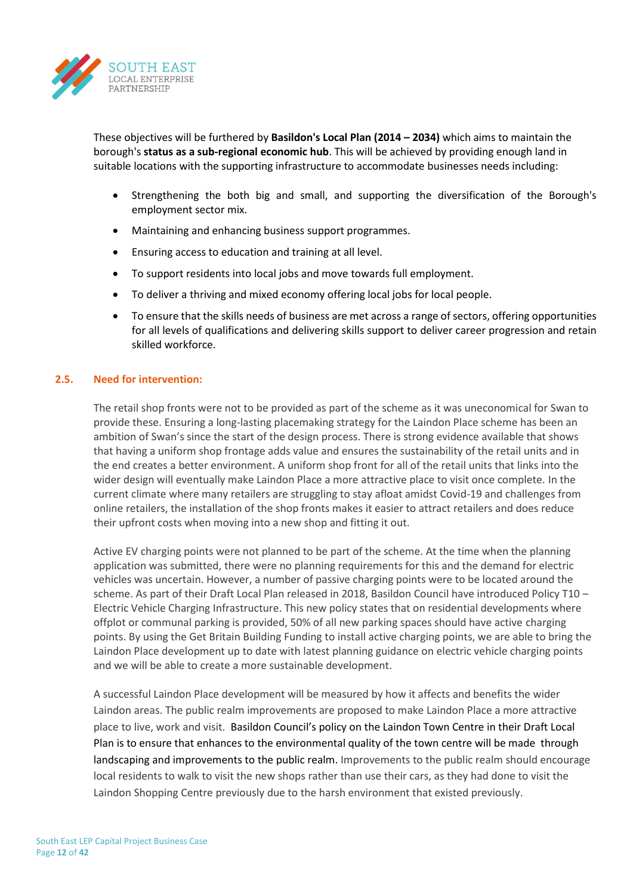These objectives will be furthered by **Basildon's Local Plan (2014 – 2034)** which aims to maintain the borough's **status as a sub-regional economic hub**. This will be achieved by providing enough land in suitable locations with the supporting infrastructure to accommodate businesses needs including:

- Strengthening the both big and small, and supporting the diversification of the Borough's employment sector mix.
- Maintaining and enhancing business support programmes.
- Ensuring access to education and training at all level.
- To support residents into local jobs and move towards full employment.
- To deliver a thriving and mixed economy offering local jobs for local people.
- To ensure that the skills needs of business are met across a range of sectors, offering opportunities for all levels of qualifications and delivering skills support to deliver career progression and retain skilled workforce.

## 2.5. Need for intervention:

The retail shop fronts were not to be provided as part of the scheme as it was uneconomical for Swan to provide these. Ensuring a long-lasting placemaking strategy for the Laindon Place scheme has been an ambition of Swan's since the start of the design process. There is strong evidence available that shows that having a uniform shop frontage adds value and ensures the sustainability of the retail units and in the end creates a better environment. A uniform shop front for all of the retail units that links into the wider design will eventually make Laindon Place a more attractive place to visit once complete. In the current climate where many retailers are struggling to stay afloat amidst Covid-19 and challenges from online retailers, the installation of the shop fronts makes it easier to attract retailers and does reduce their upfront costs when moving into a new shop and fitting it out.

Active EV charging points were not planned to be part of the scheme. At the time when the planning application was submitted, there were no planning requirements for this and the demand for electric vehicles was uncertain. However, a number of passive charging points were to be located around the scheme. As part of their Draft Local Plan released in 2018, Basildon Council have introduced Policy T10 – Electric Vehicle Charging Infrastructure. This new policy states that on residential developments where offplot or communal parking is provided, 50% of all new parking spaces should have active charging points. By using the Get Britain Building Funding to install active charging points, we are able to bring the Laindon Place development up to date with latest planning guidance on electric vehicle charging points and we will be able to create a more sustainable development.

A successful Laindon Place development will be measured by how it affects and benefits the wider Laindon areas. The public realm improvements are proposed to make Laindon Place a more attractive place to live, work and visit. Basildon Council's policy on the Laindon Town Centre in their Draft Local Plan is to ensure that enhances to the environmental quality of the town centre will be made through landscaping and improvements to the public realm. Improvements to the public realm should encourage local residents to walk to visit the new shops rather than use their cars, as they had done to visit the Laindon Shopping Centre previously due to the harsh environment that existed previously.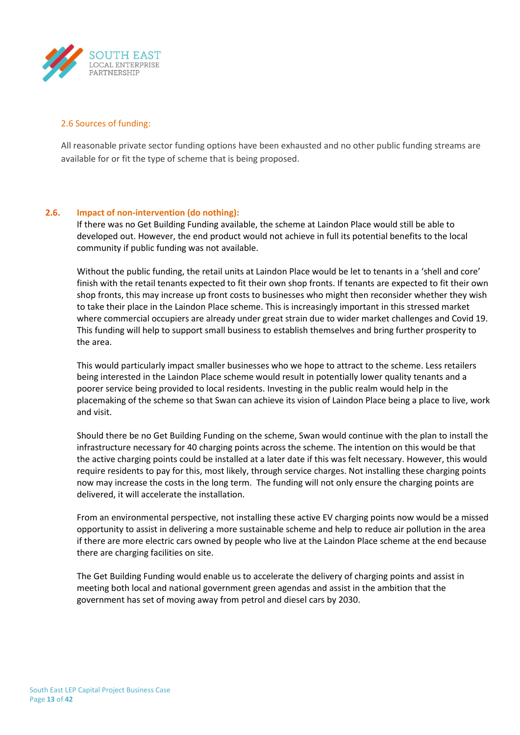### 2.6 Sources of funding:

All reasonable private sector funding options have been exhausted and no other public funding streams are available for or fit the type of scheme that is being proposed.

### 2.6. Impact of non-intervention (do nothing):

If there was no Get Building Funding available, the scheme at Laindon Place would still be able to developed out. However, the end product would not achieve in full its potential benefits to the local community if public funding was not available.

Without the public funding, the retail units at Laindon Place would be let to tenants in a 'shell and core' finish with the retail tenants expected to fit their own shop fronts. If tenants are expected to fit their own shop fronts, this may increase up front costs to businesses who might then reconsider whether they wish to take their place in the Laindon Place scheme. This is increasingly important in this stressed market where commercial occupiers are already under great strain due to wider market challenges and Covid 19. This funding will help to support small business to establish themselves and bring further prosperity to the area.

This would particularly impact smaller businesses who we hope to attract to the scheme. Less retailers being interested in the Laindon Place scheme would result in potentially lower quality tenants and a poorer service being provided to local residents. Investing in the public realm would help in the placemaking of the scheme so that Swan can achieve its vision of Laindon Place being a place to live, work and visit.

Should there be no Get Building Funding on the scheme, Swan would continue with the plan to install the infrastructure necessary for 40 charging points across the scheme. The intention on this would be that the active charging points could be installed at a later date if this was felt necessary. However, this would require residents to pay for this, most likely, through service charges. Not installing these charging points now may increase the costs in the long term. The funding will not only ensure the charging points are delivered, it will accelerate the installation.

From an environmental perspective, not installing these active EV charging points now would be a missed opportunity to assist in delivering a more sustainable scheme and help to reduce air pollution in the area if there are more electric cars owned by people who live at the Laindon Place scheme at the end because there are charging facilities on site.

The Get Building Funding would enable us to accelerate the delivery of charging points and assist in meeting both local and national government green agendas and assist in the ambition that the government has set of moving away from petrol and diesel cars by 2030.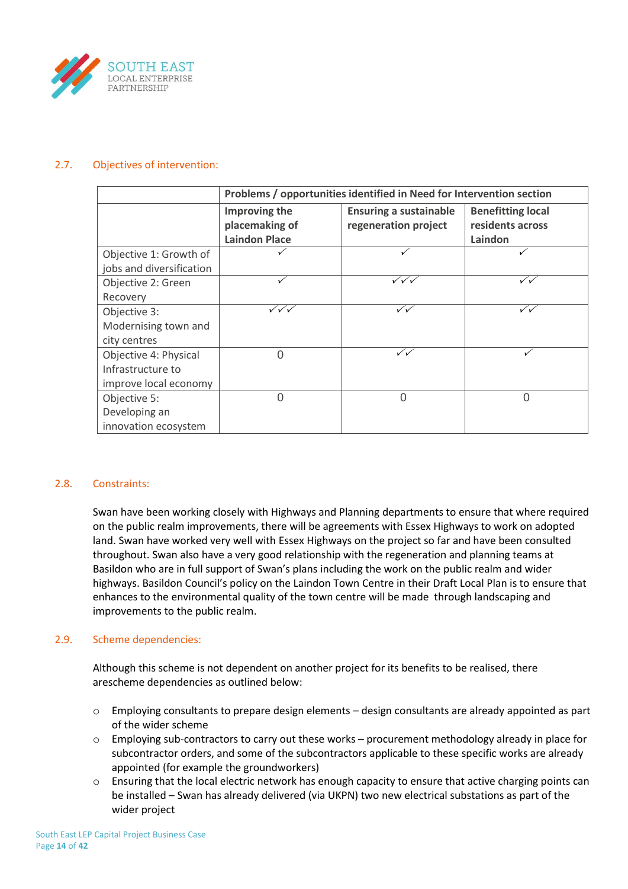### 2.7. Objectives of intervention:

| | Problems / opportunities identified in Need for Intervention section | | |
|---|---|---|---|
| | Improving the placemaking of Laindon Place | Ensuring a sustainable regeneration project | Benefitting local residents across Laindon |
| Objective 1: Growth of jobs and diversification | ✓ | ✓ | ✓ |
| Objective 2: Green Recovery | ✓ | ✓✓✓ | ✓✓ |
| Objective 3: Modernising town and city centres | ✓✓✓ | ✓✓ | ✓✓ |
| Objective 4: Physical Infrastructure to improve local economy | 0 | ✓✓ | ✓ |
| Objective 5: Developing an innovation ecosystem | 0 | 0 | 0 |

### 2.8. Constraints:

Swan have been working closely with Highways and Planning departments to ensure that where required on the public realm improvements, there will be agreements with Essex Highways to work on adopted land. Swan have worked very well with Essex Highways on the project so far and have been consulted throughout. Swan also have a very good relationship with the regeneration and planning teams at Basildon who are in full support of Swan's plans including the work on the public realm and wider highways. Basildon Council's policy on the Laindon Town Centre in their Draft Local Plan is to ensure that enhances to the environmental quality of the town centre will be made through landscaping and improvements to the public realm.

### 2.9. Scheme dependencies:

Although this scheme is not dependent on another project for its benefits to be realised, there arescheme dependencies as outlined below:

- Employing consultants to prepare design elements – design consultants are already appointed as part of the wider scheme
- Employing sub-contractors to carry out these works – procurement methodology already in place for subcontractor orders, and some of the subcontractors applicable to these specific works are already appointed (for example the groundworkers)
- Ensuring that the local electric network has enough capacity to ensure that active charging points can be installed – Swan has already delivered (via UKPN) two new electrical substations as part of the wider project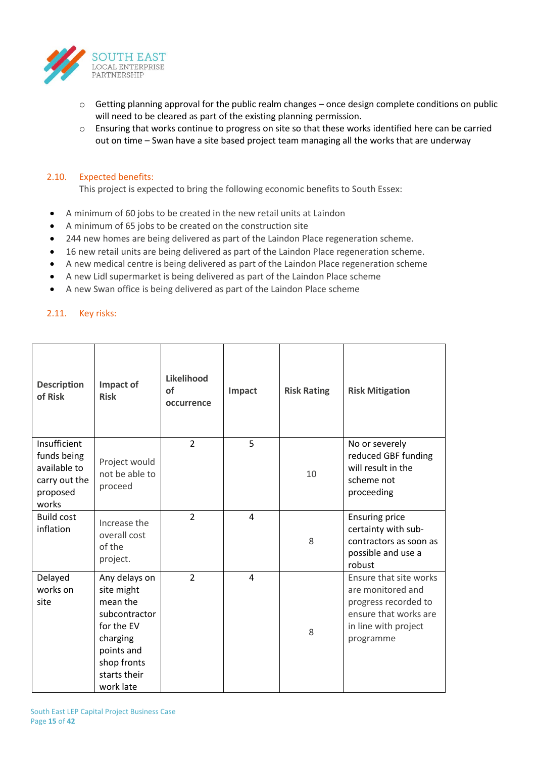- Getting planning approval for the public realm changes – once design complete conditions on public will need to be cleared as part of the existing planning permission.
- Ensuring that works continue to progress on site so that these works identified here can be carried out on time – Swan have a site based project team managing all the works that are underway

## 2.10. Expected benefits:

This project is expected to bring the following economic benefits to South Essex:

- A minimum of 60 jobs to be created in the new retail units at Laindon
- A minimum of 65 jobs to be created on the construction site
- 244 new homes are being delivered as part of the Laindon Place regeneration scheme.
- 16 new retail units are being delivered as part of the Laindon Place regeneration scheme.
- A new medical centre is being delivered as part of the Laindon Place regeneration scheme
- A new Lidl supermarket is being delivered as part of the Laindon Place scheme
- A new Swan office is being delivered as part of the Laindon Place scheme

## 2.11. Key risks:

| Description of Risk | Impact of Risk | Likelihood of occurrence | Impact | Risk Rating | Risk Mitigation |
|---|---|---|---|---|---|
| Insufficient funds being available to carry out the proposed works | Project would not be able to proceed | 2 | 5 | 10 | No or severely reduced GBF funding will result in the scheme not proceeding |
| Build cost inflation | Increase the overall cost of the project. | 2 | 4 | 8 | Ensuring price certainty with sub-contractors as soon as possible and use a robust |
| Delayed works on site | Any delays on site might mean the subcontractor for the EV charging points and shop fronts starts their work late | 2 | 4 | 8 | Ensure that site works are monitored and progress recorded to ensure that works are in line with project programme |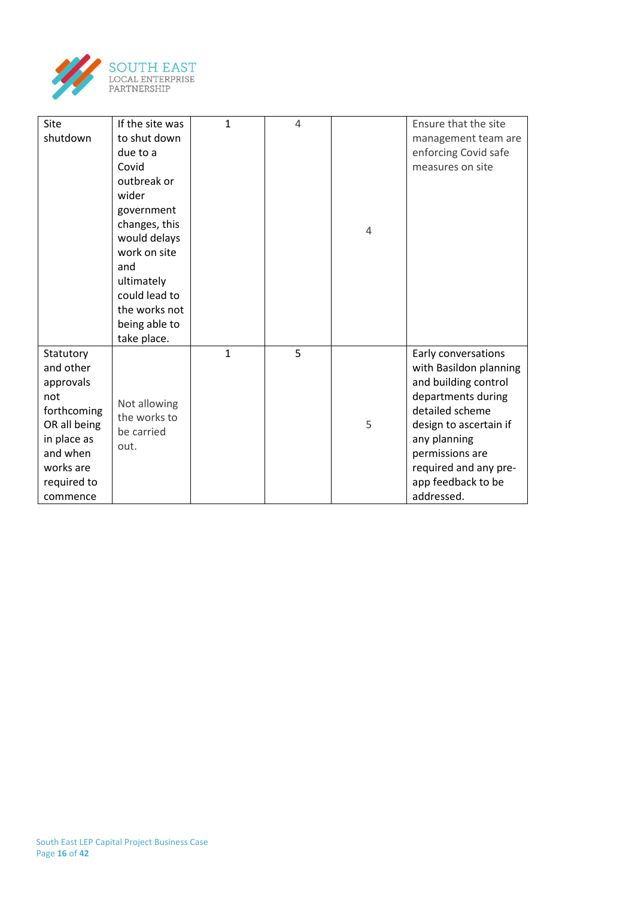| | | | | | |
|---|---|---|---|---|---|
| Site shutdown | If the site was to shut down due to a Covid outbreak or wider government changes, this would delays work on site and ultimately could lead to the works not being able to take place. | 1 | 4 | 4 | Ensure that the site management team are enforcing Covid safe measures on site |
| Statutory and other approvals not forthcoming OR all being in place as and when works are required to commence | Not allowing the works to be carried out. | 1 | 5 | 5 | Early conversations with Basildon planning and building control departments during detailed scheme design to ascertain if any planning permissions are required and any pre-app feedback to be addressed. |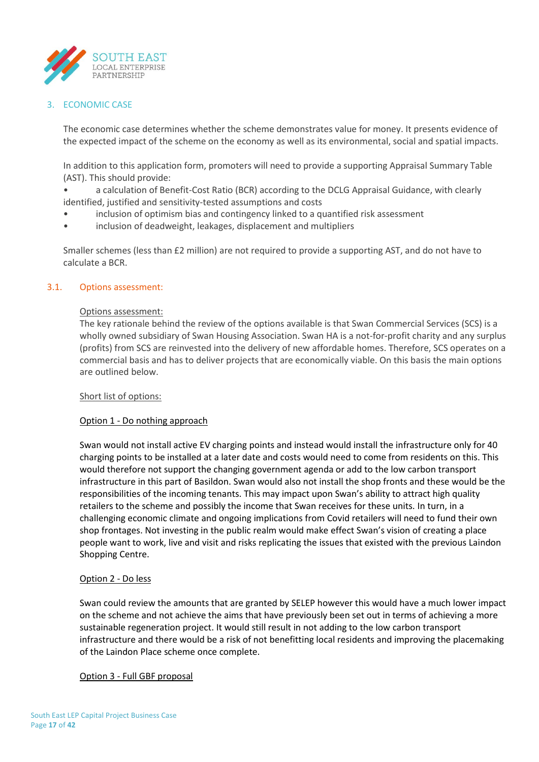## 3. ECONOMIC CASE

The economic case determines whether the scheme demonstrates value for money. It presents evidence of the expected impact of the scheme on the economy as well as its environmental, social and spatial impacts.

In addition to this application form, promoters will need to provide a supporting Appraisal Summary Table (AST). This should provide:

- a calculation of Benefit-Cost Ratio (BCR) according to the DCLG Appraisal Guidance, with clearly identified, justified and sensitivity-tested assumptions and costs
- inclusion of optimism bias and contingency linked to a quantified risk assessment
- inclusion of deadweight, leakages, displacement and multipliers

Smaller schemes (less than £2 million) are not required to provide a supporting AST, and do not have to calculate a BCR.

### 3.1. Options assessment:

Options assessment:

The key rationale behind the review of the options available is that Swan Commercial Services (SCS) is a wholly owned subsidiary of Swan Housing Association. Swan HA is a not-for-profit charity and any surplus (profits) from SCS are reinvested into the delivery of new affordable homes. Therefore, SCS operates on a commercial basis and has to deliver projects that are economically viable. On this basis the main options are outlined below.

Short list of options:

Option 1 - Do nothing approach

Swan would not install active EV charging points and instead would install the infrastructure only for 40 charging points to be installed at a later date and costs would need to come from residents on this. This would therefore not support the changing government agenda or add to the low carbon transport infrastructure in this part of Basildon. Swan would also not install the shop fronts and these would be the responsibilities of the incoming tenants. This may impact upon Swan's ability to attract high quality retailers to the scheme and possibly the income that Swan receives for these units. In turn, in a challenging economic climate and ongoing implications from Covid retailers will need to fund their own shop frontages. Not investing in the public realm would make effect Swan's vision of creating a place people want to work, live and visit and risks replicating the issues that existed with the previous Laindon Shopping Centre.

Option 2 - Do less

Swan could review the amounts that are granted by SELEP however this would have a much lower impact on the scheme and not achieve the aims that have previously been set out in terms of achieving a more sustainable regeneration project. It would still result in not adding to the low carbon transport infrastructure and there would be a risk of not benefitting local residents and improving the placemaking of the Laindon Place scheme once complete.

Option 3 - Full GBF proposal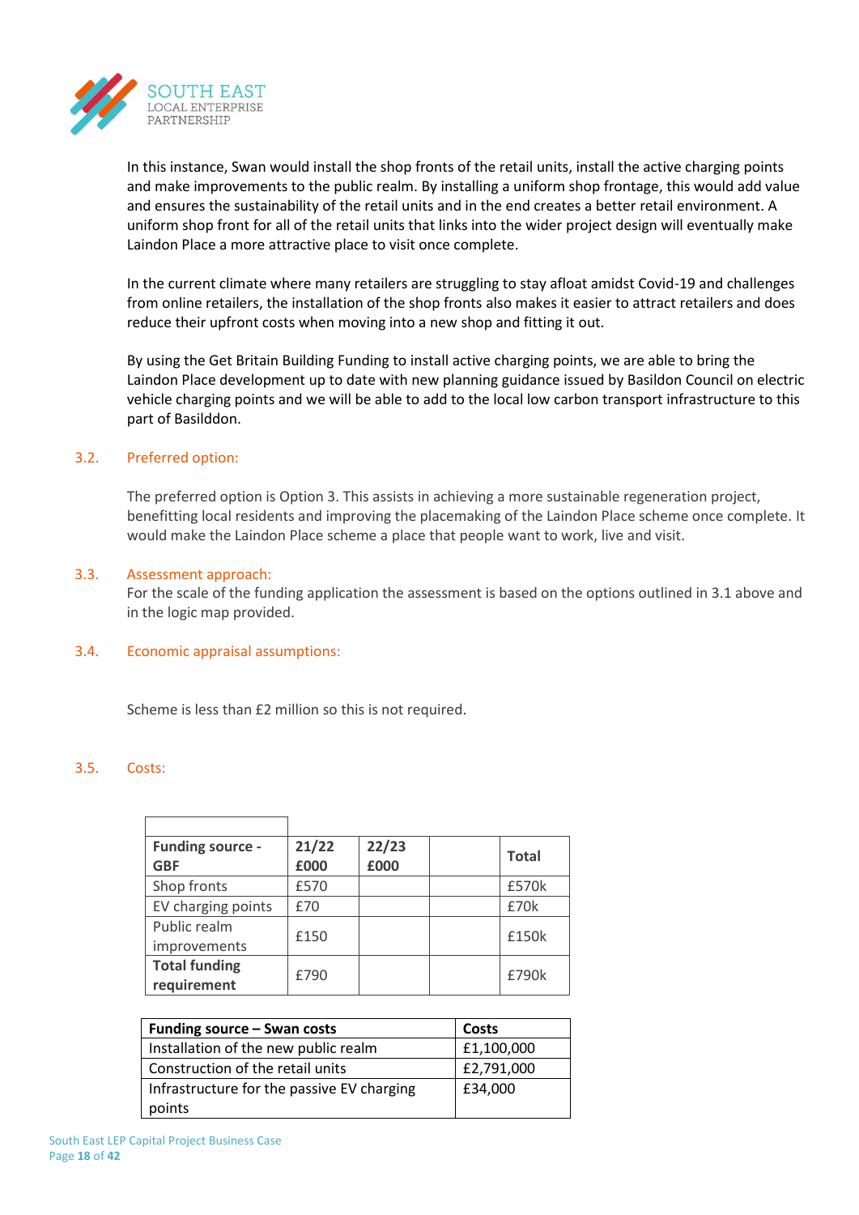In this instance, Swan would install the shop fronts of the retail units, install the active charging points and make improvements to the public realm. By installing a uniform shop frontage, this would add value and ensures the sustainability of the retail units and in the end creates a better retail environment. A uniform shop front for all of the retail units that links into the wider project design will eventually make Laindon Place a more attractive place to visit once complete.

In the current climate where many retailers are struggling to stay afloat amidst Covid-19 and challenges from online retailers, the installation of the shop fronts also makes it easier to attract retailers and does reduce their upfront costs when moving into a new shop and fitting it out.

By using the Get Britain Building Funding to install active charging points, we are able to bring the Laindon Place development up to date with new planning guidance issued by Basildon Council on electric vehicle charging points and we will be able to add to the local low carbon transport infrastructure to this part of Basilddon.

## 3.2. Preferred option:

The preferred option is Option 3. This assists in achieving a more sustainable regeneration project, benefitting local residents and improving the placemaking of the Laindon Place scheme once complete. It would make the Laindon Place scheme a place that people want to work, live and visit.

## 3.3. Assessment approach:

For the scale of the funding application the assessment is based on the options outlined in 3.1 above and in the logic map provided.

## 3.4. Economic appraisal assumptions:

Scheme is less than £2 million so this is not required.

## 3.5. Costs:

| **Funding source - GBF** | **21/22 £000** | **22/23 £000** | | **Total** |
|---|---|---|---|---|
| Shop fronts | £570 | | | £570k |
| EV charging points | £70 | | | £70k |
| Public realm improvements | £150 | | | £150k |
| **Total funding requirement** | £790 | | | £790k |

| **Funding source – Swan costs** | **Costs** |
|---|---|
| Installation of the new public realm | £1,100,000 |
| Construction of the retail units | £2,791,000 |
| Infrastructure for the passive EV charging points | £34,000 |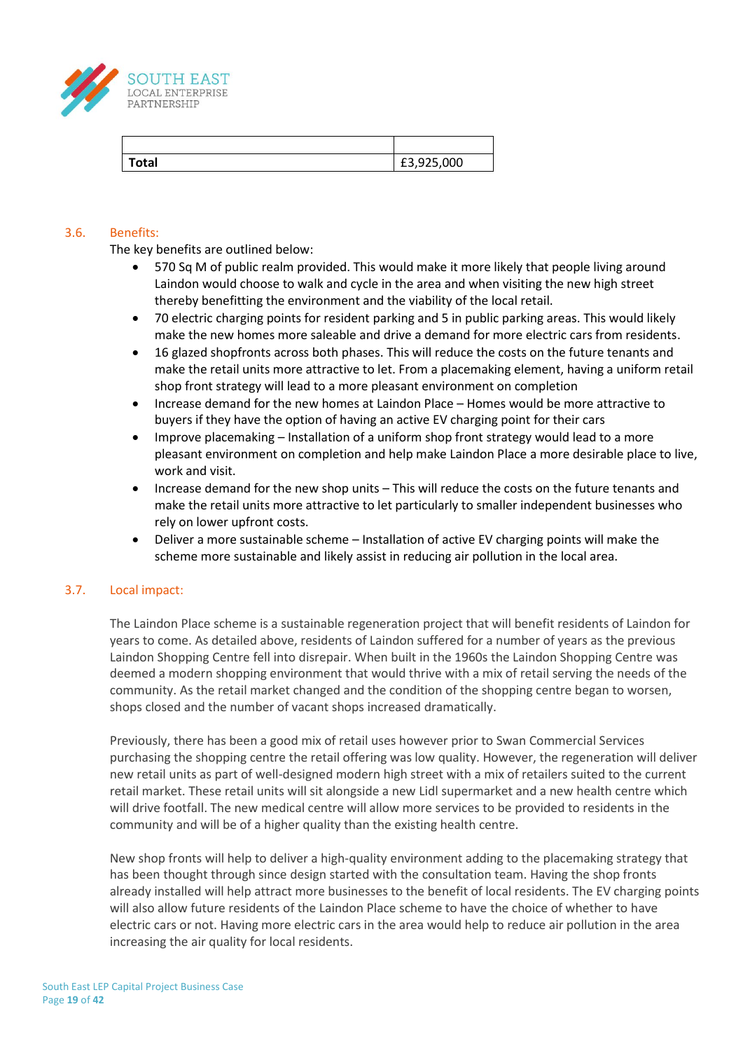| | |
|---|---|
| **Total** | £3,925,000 |

### 3.6. Benefits:

The key benefits are outlined below:

- 570 Sq M of public realm provided. This would make it more likely that people living around Laindon would choose to walk and cycle in the area and when visiting the new high street thereby benefitting the environment and the viability of the local retail.
- 70 electric charging points for resident parking and 5 in public parking areas. This would likely make the new homes more saleable and drive a demand for more electric cars from residents.
- 16 glazed shopfronts across both phases. This will reduce the costs on the future tenants and make the retail units more attractive to let. From a placemaking element, having a uniform retail shop front strategy will lead to a more pleasant environment on completion
- Increase demand for the new homes at Laindon Place – Homes would be more attractive to buyers if they have the option of having an active EV charging point for their cars
- Improve placemaking – Installation of a uniform shop front strategy would lead to a more pleasant environment on completion and help make Laindon Place a more desirable place to live, work and visit.
- Increase demand for the new shop units – This will reduce the costs on the future tenants and make the retail units more attractive to let particularly to smaller independent businesses who rely on lower upfront costs.
- Deliver a more sustainable scheme – Installation of active EV charging points will make the scheme more sustainable and likely assist in reducing air pollution in the local area.

### 3.7. Local impact:

The Laindon Place scheme is a sustainable regeneration project that will benefit residents of Laindon for years to come. As detailed above, residents of Laindon suffered for a number of years as the previous Laindon Shopping Centre fell into disrepair. When built in the 1960s the Laindon Shopping Centre was deemed a modern shopping environment that would thrive with a mix of retail serving the needs of the community. As the retail market changed and the condition of the shopping centre began to worsen, shops closed and the number of vacant shops increased dramatically.

Previously, there has been a good mix of retail uses however prior to Swan Commercial Services purchasing the shopping centre the retail offering was low quality. However, the regeneration will deliver new retail units as part of well-designed modern high street with a mix of retailers suited to the current retail market. These retail units will sit alongside a new Lidl supermarket and a new health centre which will drive footfall. The new medical centre will allow more services to be provided to residents in the community and will be of a higher quality than the existing health centre.

New shop fronts will help to deliver a high-quality environment adding to the placemaking strategy that has been thought through since design started with the consultation team. Having the shop fronts already installed will help attract more businesses to the benefit of local residents. The EV charging points will also allow future residents of the Laindon Place scheme to have the choice of whether to have electric cars or not. Having more electric cars in the area would help to reduce air pollution in the area increasing the air quality for local residents.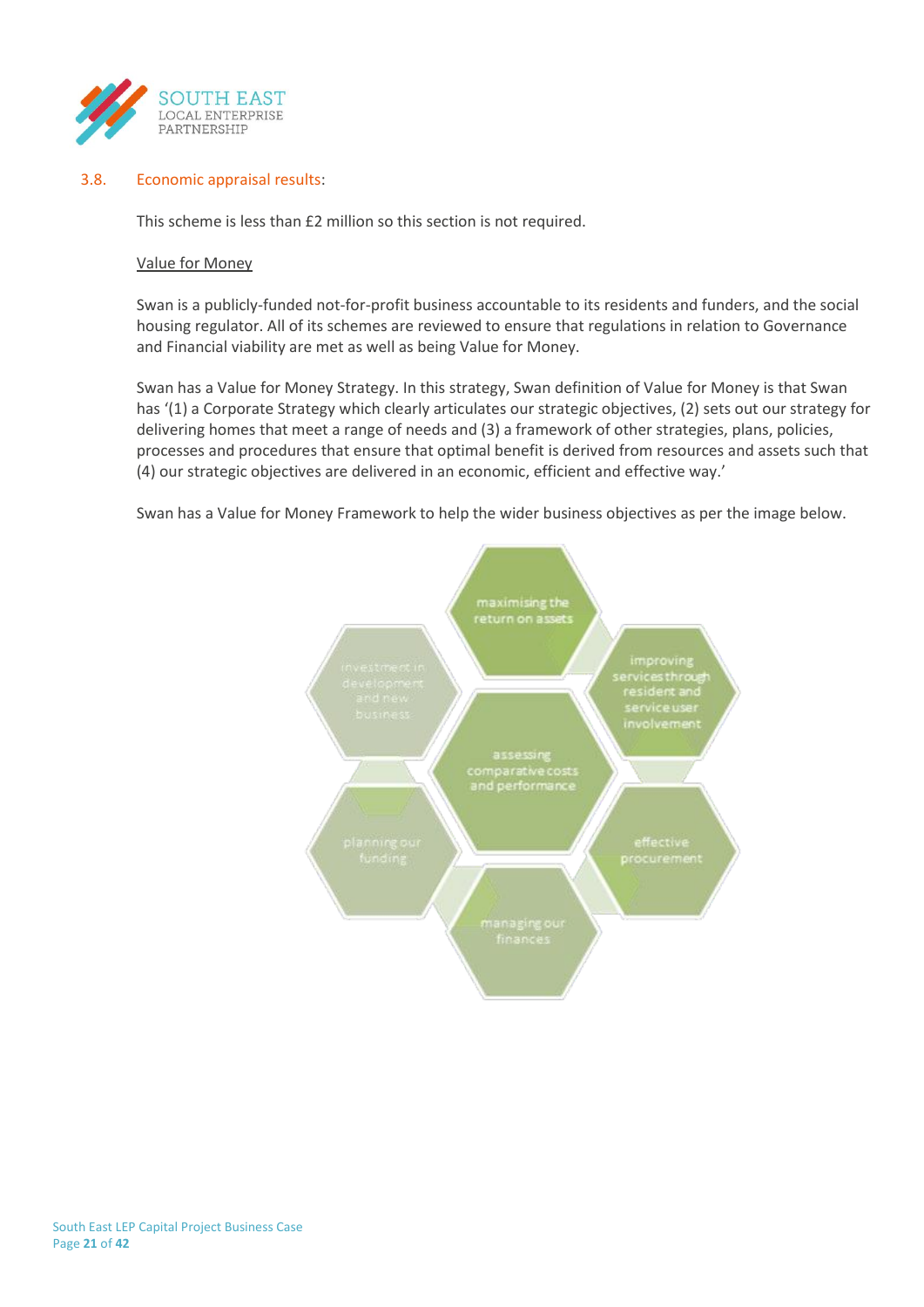## 3.8. Economic appraisal results:

This scheme is less than £2 million so this section is not required.

Value for Money

Swan is a publicly-funded not-for-profit business accountable to its residents and funders, and the social housing regulator. All of its schemes are reviewed to ensure that regulations in relation to Governance and Financial viability are met as well as being Value for Money.

Swan has a Value for Money Strategy. In this strategy, Swan definition of Value for Money is that Swan has '(1) a Corporate Strategy which clearly articulates our strategic objectives, (2) sets out our strategy for delivering homes that meet a range of needs and (3) a framework of other strategies, plans, policies, processes and procedures that ensure that optimal benefit is derived from resources and assets such that (4) our strategic objectives are delivered in an economic, efficient and effective way.'

Swan has a Value for Money Framework to help the wider business objectives as per the image below.

maximising the return on assets

investment in development and new business

improving services through resident and service user involvement

assessing comparative costs and performance

planning our funding

effective procurement

managing our finances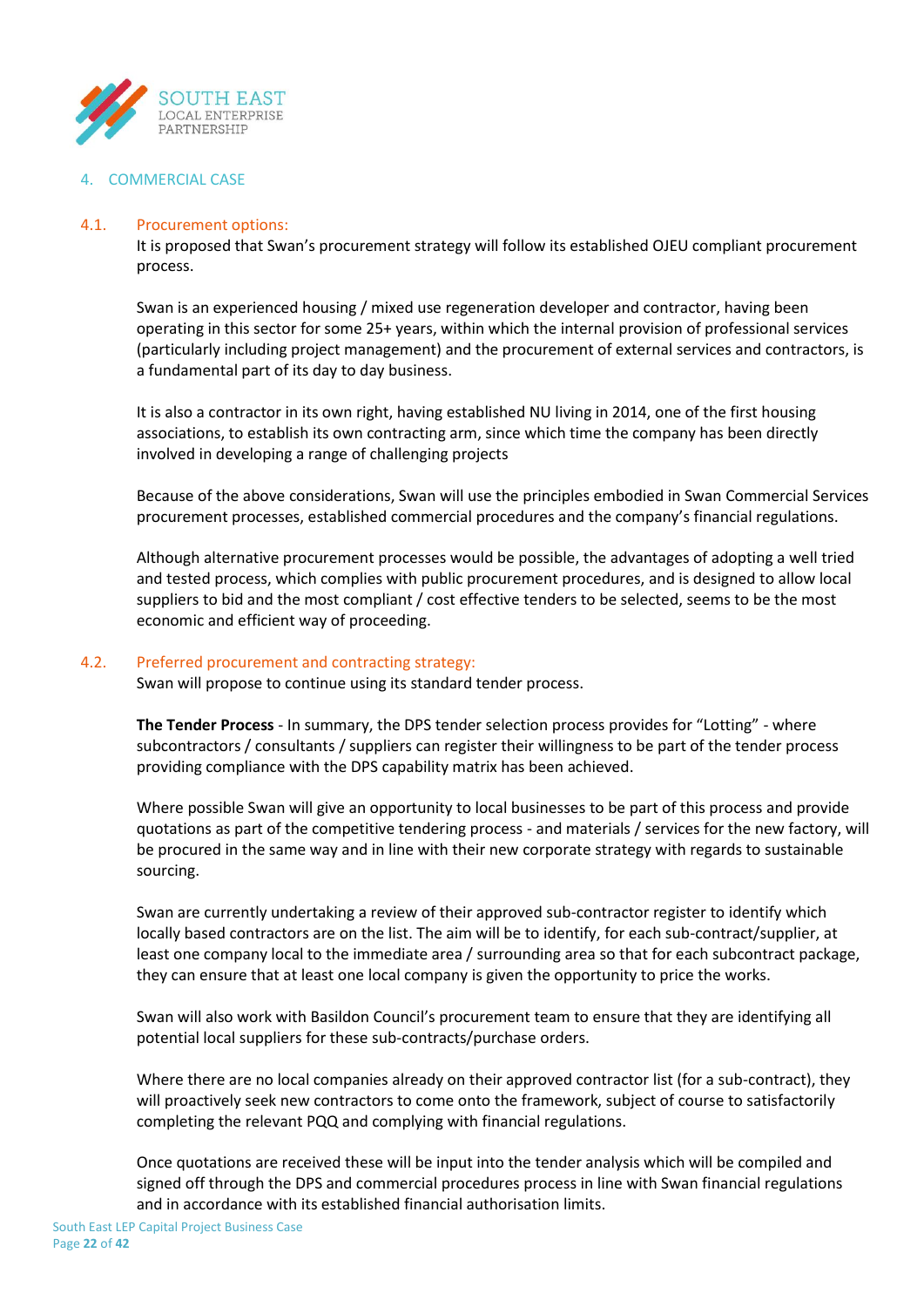## 4. COMMERCIAL CASE

### 4.1. Procurement options:

It is proposed that Swan's procurement strategy will follow its established OJEU compliant procurement process.

Swan is an experienced housing / mixed use regeneration developer and contractor, having been operating in this sector for some 25+ years, within which the internal provision of professional services (particularly including project management) and the procurement of external services and contractors, is a fundamental part of its day to day business.

It is also a contractor in its own right, having established NU living in 2014, one of the first housing associations, to establish its own contracting arm, since which time the company has been directly involved in developing a range of challenging projects

Because of the above considerations, Swan will use the principles embodied in Swan Commercial Services procurement processes, established commercial procedures and the company's financial regulations.

Although alternative procurement processes would be possible, the advantages of adopting a well tried and tested process, which complies with public procurement procedures, and is designed to allow local suppliers to bid and the most compliant / cost effective tenders to be selected, seems to be the most economic and efficient way of proceeding.

### 4.2. Preferred procurement and contracting strategy:

Swan will propose to continue using its standard tender process.

**The Tender Process** - In summary, the DPS tender selection process provides for "Lotting" - where subcontractors / consultants / suppliers can register their willingness to be part of the tender process providing compliance with the DPS capability matrix has been achieved.

Where possible Swan will give an opportunity to local businesses to be part of this process and provide quotations as part of the competitive tendering process - and materials / services for the new factory, will be procured in the same way and in line with their new corporate strategy with regards to sustainable sourcing.

Swan are currently undertaking a review of their approved sub-contractor register to identify which locally based contractors are on the list. The aim will be to identify, for each sub-contract/supplier, at least one company local to the immediate area / surrounding area so that for each subcontract package, they can ensure that at least one local company is given the opportunity to price the works.

Swan will also work with Basildon Council's procurement team to ensure that they are identifying all potential local suppliers for these sub-contracts/purchase orders.

Where there are no local companies already on their approved contractor list (for a sub-contract), they will proactively seek new contractors to come onto the framework, subject of course to satisfactorily completing the relevant PQQ and complying with financial regulations.

Once quotations are received these will be input into the tender analysis which will be compiled and signed off through the DPS and commercial procedures process in line with Swan financial regulations and in accordance with its established financial authorisation limits.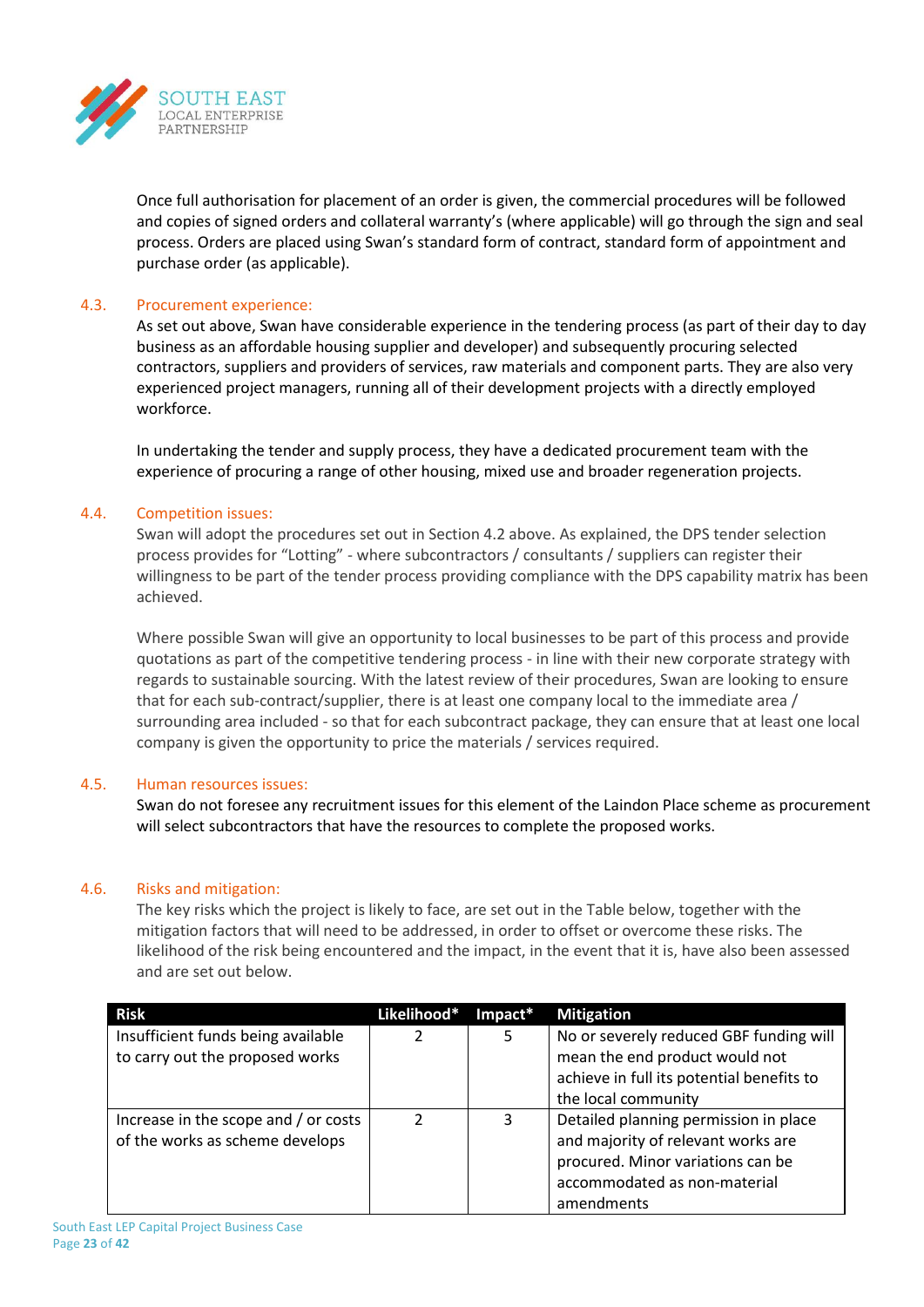Once full authorisation for placement of an order is given, the commercial procedures will be followed and copies of signed orders and collateral warranty's (where applicable) will go through the sign and seal process. Orders are placed using Swan's standard form of contract, standard form of appointment and purchase order (as applicable).

### 4.3. Procurement experience:

As set out above, Swan have considerable experience in the tendering process (as part of their day to day business as an affordable housing supplier and developer) and subsequently procuring selected contractors, suppliers and providers of services, raw materials and component parts. They are also very experienced project managers, running all of their development projects with a directly employed workforce.

In undertaking the tender and supply process, they have a dedicated procurement team with the experience of procuring a range of other housing, mixed use and broader regeneration projects.

### 4.4. Competition issues:

Swan will adopt the procedures set out in Section 4.2 above. As explained, the DPS tender selection process provides for "Lotting" - where subcontractors / consultants / suppliers can register their willingness to be part of the tender process providing compliance with the DPS capability matrix has been achieved.

Where possible Swan will give an opportunity to local businesses to be part of this process and provide quotations as part of the competitive tendering process - in line with their new corporate strategy with regards to sustainable sourcing. With the latest review of their procedures, Swan are looking to ensure that for each sub-contract/supplier, there is at least one company local to the immediate area / surrounding area included - so that for each subcontract package, they can ensure that at least one local company is given the opportunity to price the materials / services required.

### 4.5. Human resources issues:

Swan do not foresee any recruitment issues for this element of the Laindon Place scheme as procurement will select subcontractors that have the resources to complete the proposed works.

### 4.6. Risks and mitigation:

The key risks which the project is likely to face, are set out in the Table below, together with the mitigation factors that will need to be addressed, in order to offset or overcome these risks. The likelihood of the risk being encountered and the impact, in the event that it is, have also been assessed and are set out below.

| Risk | Likelihood* | Impact* | Mitigation |
|---|---|---|---|
| Insufficient funds being available to carry out the proposed works | 2 | 5 | No or severely reduced GBF funding will mean the end product would not achieve in full its potential benefits to the local community |
| Increase in the scope and / or costs of the works as scheme develops | 2 | 3 | Detailed planning permission in place and majority of relevant works are procured. Minor variations can be accommodated as non-material amendments |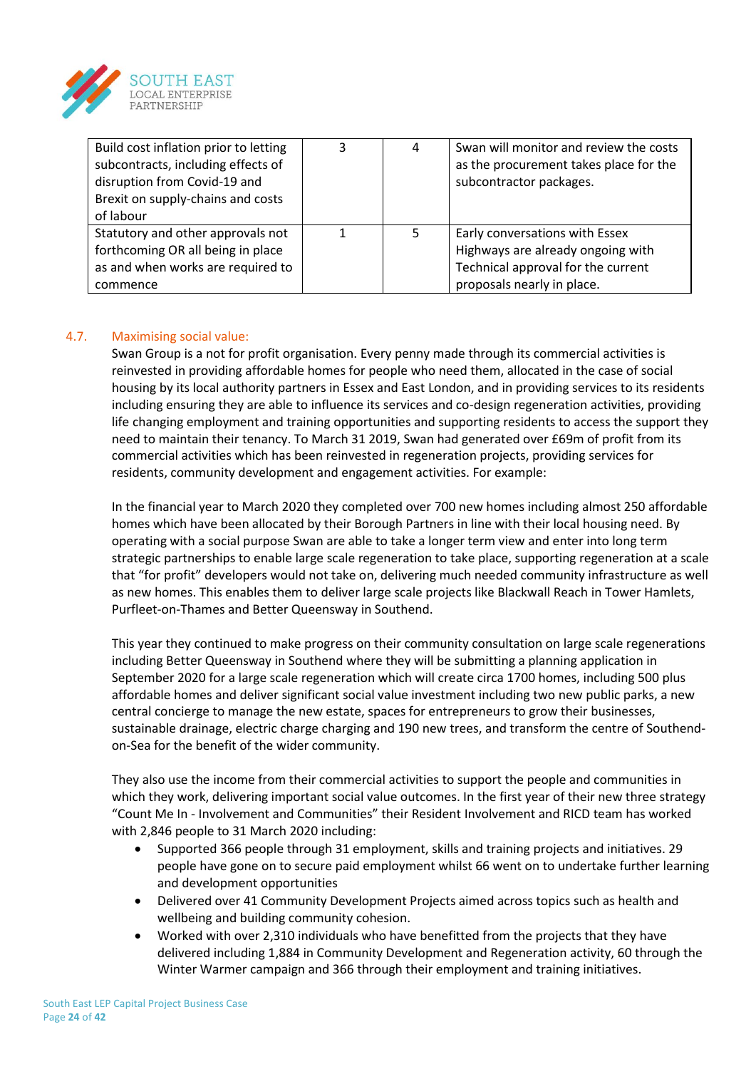| Build cost inflation prior to letting subcontracts, including effects of disruption from Covid-19 and Brexit on supply-chains and costs of labour | 3 | 4 | Swan will monitor and review the costs as the procurement takes place for the subcontractor packages. |
|---|---|---|---|
| Statutory and other approvals not forthcoming OR all being in place as and when works are required to commence | 1 | 5 | Early conversations with Essex Highways are already ongoing with Technical approval for the current proposals nearly in place. |

### 4.7. Maximising social value:

Swan Group is a not for profit organisation. Every penny made through its commercial activities is reinvested in providing affordable homes for people who need them, allocated in the case of social housing by its local authority partners in Essex and East London, and in providing services to its residents including ensuring they are able to influence its services and co-design regeneration activities, providing life changing employment and training opportunities and supporting residents to access the support they need to maintain their tenancy. To March 31 2019, Swan had generated over £69m of profit from its commercial activities which has been reinvested in regeneration projects, providing services for residents, community development and engagement activities. For example:

In the financial year to March 2020 they completed over 700 new homes including almost 250 affordable homes which have been allocated by their Borough Partners in line with their local housing need. By operating with a social purpose Swan are able to take a longer term view and enter into long term strategic partnerships to enable large scale regeneration to take place, supporting regeneration at a scale that “for profit” developers would not take on, delivering much needed community infrastructure as well as new homes. This enables them to deliver large scale projects like Blackwall Reach in Tower Hamlets, Purfleet-on-Thames and Better Queensway in Southend.

This year they continued to make progress on their community consultation on large scale regenerations including Better Queensway in Southend where they will be submitting a planning application in September 2020 for a large scale regeneration which will create circa 1700 homes, including 500 plus affordable homes and deliver significant social value investment including two new public parks, a new central concierge to manage the new estate, spaces for entrepreneurs to grow their businesses, sustainable drainage, electric charge charging and 190 new trees, and transform the centre of Southend-on-Sea for the benefit of the wider community.

They also use the income from their commercial activities to support the people and communities in which they work, delivering important social value outcomes. In the first year of their new three strategy “Count Me In - Involvement and Communities” their Resident Involvement and RICD team has worked with 2,846 people to 31 March 2020 including:

- Supported 366 people through 31 employment, skills and training projects and initiatives. 29 people have gone on to secure paid employment whilst 66 went on to undertake further learning and development opportunities
- Delivered over 41 Community Development Projects aimed across topics such as health and wellbeing and building community cohesion.
- Worked with over 2,310 individuals who have benefitted from the projects that they have delivered including 1,884 in Community Development and Regeneration activity, 60 through the Winter Warmer campaign and 366 through their employment and training initiatives.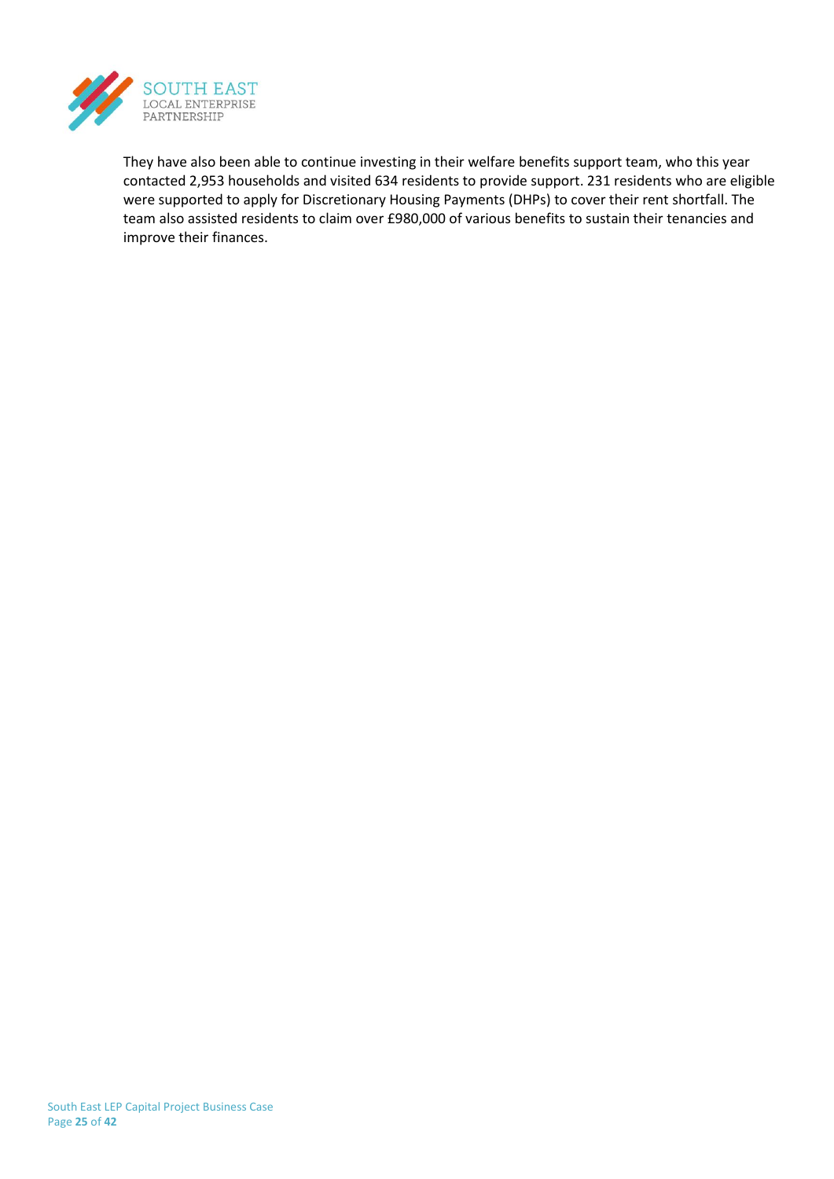They have also been able to continue investing in their welfare benefits support team, who this year contacted 2,953 households and visited 634 residents to provide support. 231 residents who are eligible were supported to apply for Discretionary Housing Payments (DHPs) to cover their rent shortfall. The team also assisted residents to claim over £980,000 of various benefits to sustain their tenancies and improve their finances.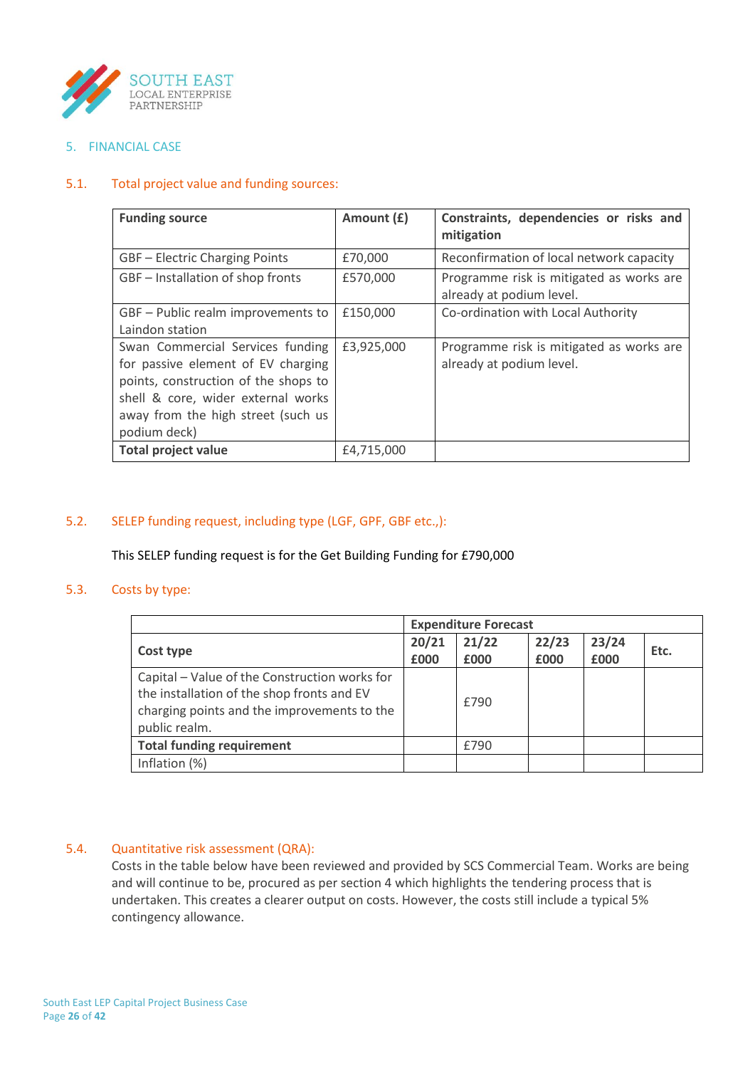## 5. FINANCIAL CASE

### 5.1. Total project value and funding sources:

| Funding source | Amount (£) | Constraints, dependencies or risks and mitigation |
|---|---|---|
| GBF – Electric Charging Points | £70,000 | Reconfirmation of local network capacity |
| GBF – Installation of shop fronts | £570,000 | Programme risk is mitigated as works are already at podium level. |
| GBF – Public realm improvements to Laindon station | £150,000 | Co-ordination with Local Authority |
| Swan Commercial Services funding for passive element of EV charging points, construction of the shops to shell & core, wider external works away from the high street (such us podium deck) | £3,925,000 | Programme risk is mitigated as works are already at podium level. |
| **Total project value** | £4,715,000 | |

### 5.2. SELEP funding request, including type (LGF, GPF, GBF etc.,):

This SELEP funding request is for the Get Building Funding for £790,000

### 5.3. Costs by type:

| | **Expenditure Forecast** | | | | |
|---|---|---|---|---|---|
| **Cost type** | **20/21 £000** | **21/22 £000** | **22/23 £000** | **23/24 £000** | **Etc.** |
| Capital – Value of the Construction works for the installation of the shop fronts and EV charging points and the improvements to the public realm. | | £790 | | | |
| **Total funding requirement** | | £790 | | | |
| Inflation (%) | | | | | |

### 5.4. Quantitative risk assessment (QRA):

Costs in the table below have been reviewed and provided by SCS Commercial Team. Works are being and will continue to be, procured as per section 4 which highlights the tendering process that is undertaken. This creates a clearer output on costs. However, the costs still include a typical 5% contingency allowance.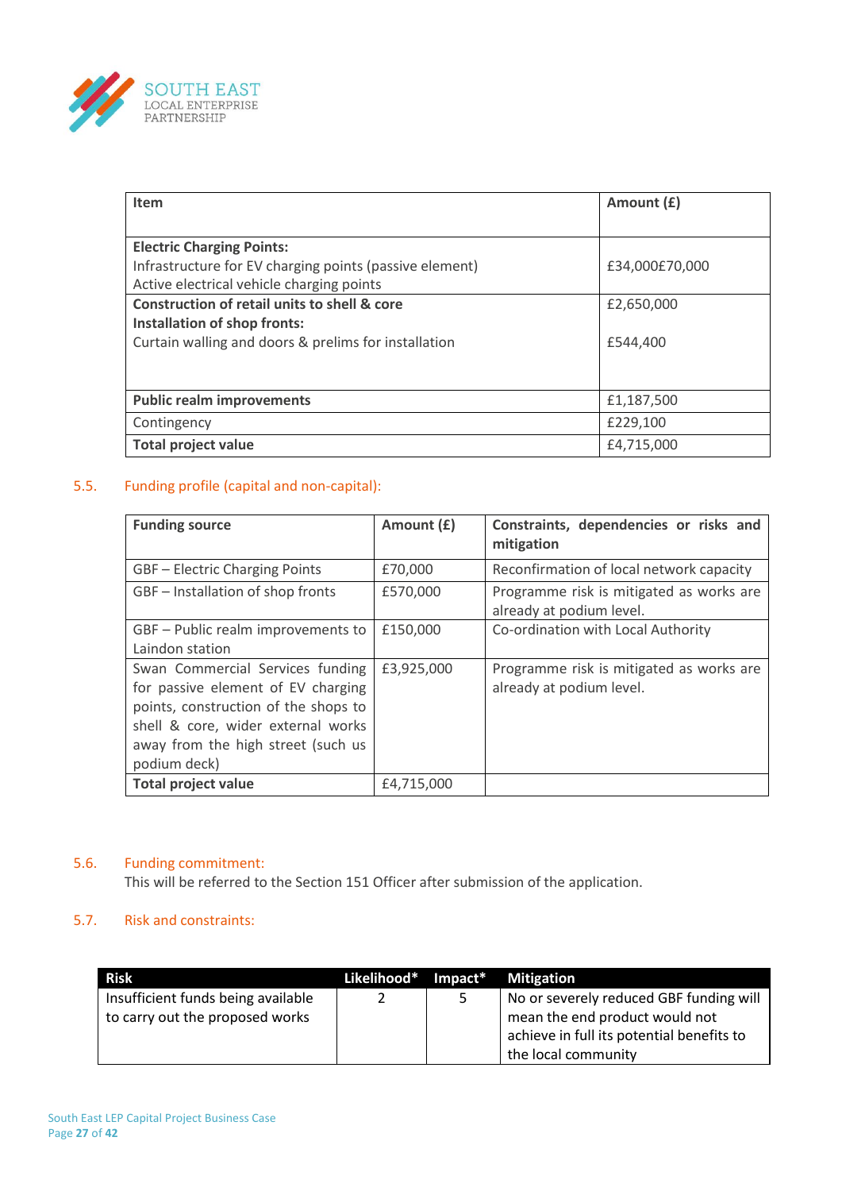| Item | Amount (£) |
|---|---|
| **Electric Charging Points:**<br>Infrastructure for EV charging points (passive element)<br>Active electrical vehicle charging points | £34,000£70,000 |
| **Construction of retail units to shell & core**<br>**Installation of shop fronts:**<br>Curtain walling and doors & prelims for installation | £2,650,000<br><br>£544,400 |
| **Public realm improvements** | £1,187,500 |
| Contingency | £229,100 |
| **Total project value** | £4,715,000 |

## 5.5. Funding profile (capital and non-capital):

| Funding source | Amount (£) | Constraints, dependencies or risks and mitigation |
|---|---|---|
| GBF – Electric Charging Points | £70,000 | Reconfirmation of local network capacity |
| GBF – Installation of shop fronts | £570,000 | Programme risk is mitigated as works are already at podium level. |
| GBF – Public realm improvements to Laindon station | £150,000 | Co-ordination with Local Authority |
| Swan Commercial Services funding for passive element of EV charging points, construction of the shops to shell & core, wider external works away from the high street (such us podium deck) | £3,925,000 | Programme risk is mitigated as works are already at podium level. |
| **Total project value** | £4,715,000 | |

## 5.6. Funding commitment:

This will be referred to the Section 151 Officer after submission of the application.

## 5.7. Risk and constraints:

| Risk | Likelihood* | Impact* | Mitigation |
|---|---|---|---|
| Insufficient funds being available to carry out the proposed works | 2 | 5 | No or severely reduced GBF funding will mean the end product would not achieve in full its potential benefits to the local community |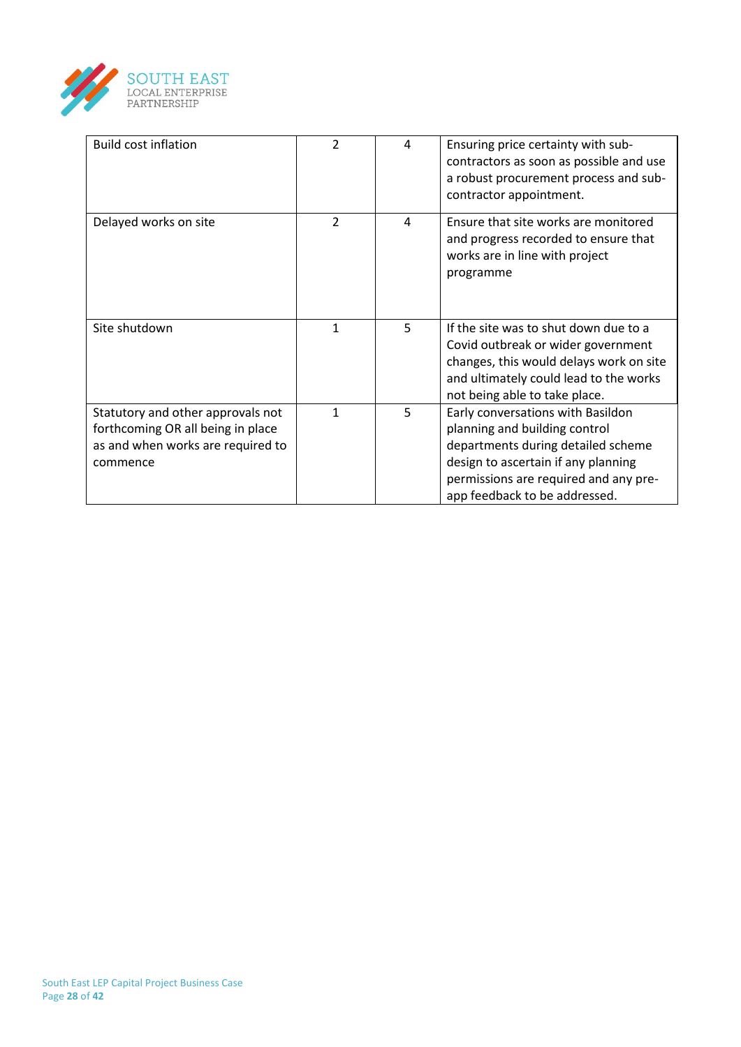| | | | |
|---|---|---|---|
| Build cost inflation | 2 | 4 | Ensuring price certainty with sub-contractors as soon as possible and use a robust procurement process and sub-contractor appointment. |
| Delayed works on site | 2 | 4 | Ensure that site works are monitored and progress recorded to ensure that works are in line with project programme |
| Site shutdown | 1 | 5 | If the site was to shut down due to a Covid outbreak or wider government changes, this would delays work on site and ultimately could lead to the works not being able to take place. |
| Statutory and other approvals not forthcoming OR all being in place as and when works are required to commence | 1 | 5 | Early conversations with Basildon planning and building control departments during detailed scheme design to ascertain if any planning permissions are required and any pre-app feedback to be addressed. |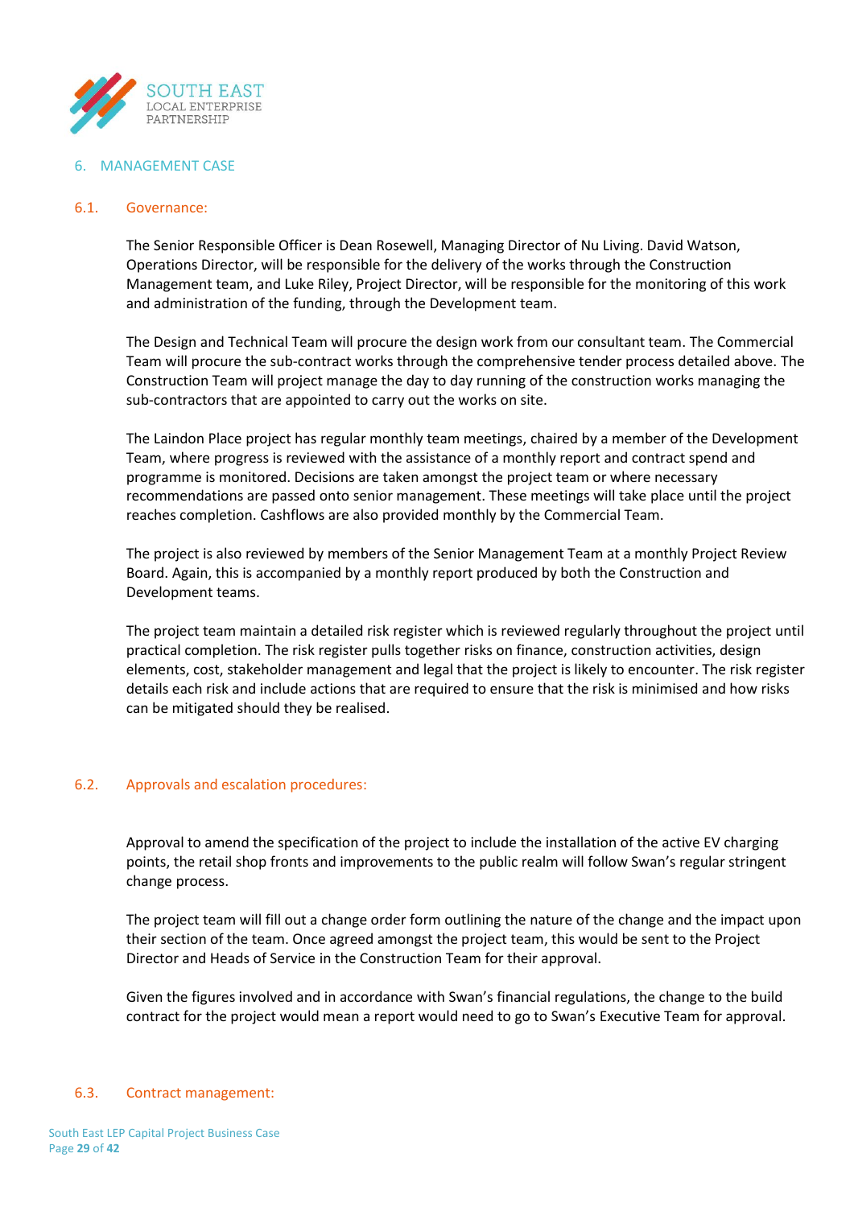## 6. MANAGEMENT CASE

### 6.1. Governance:

The Senior Responsible Officer is Dean Rosewell, Managing Director of Nu Living. David Watson, Operations Director, will be responsible for the delivery of the works through the Construction Management team, and Luke Riley, Project Director, will be responsible for the monitoring of this work and administration of the funding, through the Development team.

The Design and Technical Team will procure the design work from our consultant team. The Commercial Team will procure the sub-contract works through the comprehensive tender process detailed above. The Construction Team will project manage the day to day running of the construction works managing the sub-contractors that are appointed to carry out the works on site.

The Laindon Place project has regular monthly team meetings, chaired by a member of the Development Team, where progress is reviewed with the assistance of a monthly report and contract spend and programme is monitored. Decisions are taken amongst the project team or where necessary recommendations are passed onto senior management. These meetings will take place until the project reaches completion. Cashflows are also provided monthly by the Commercial Team.

The project is also reviewed by members of the Senior Management Team at a monthly Project Review Board. Again, this is accompanied by a monthly report produced by both the Construction and Development teams.

The project team maintain a detailed risk register which is reviewed regularly throughout the project until practical completion. The risk register pulls together risks on finance, construction activities, design elements, cost, stakeholder management and legal that the project is likely to encounter. The risk register details each risk and include actions that are required to ensure that the risk is minimised and how risks can be mitigated should they be realised.

### 6.2. Approvals and escalation procedures:

Approval to amend the specification of the project to include the installation of the active EV charging points, the retail shop fronts and improvements to the public realm will follow Swan's regular stringent change process.

The project team will fill out a change order form outlining the nature of the change and the impact upon their section of the team. Once agreed amongst the project team, this would be sent to the Project Director and Heads of Service in the Construction Team for their approval.

Given the figures involved and in accordance with Swan's financial regulations, the change to the build contract for the project would mean a report would need to go to Swan's Executive Team for approval.

### 6.3. Contract management: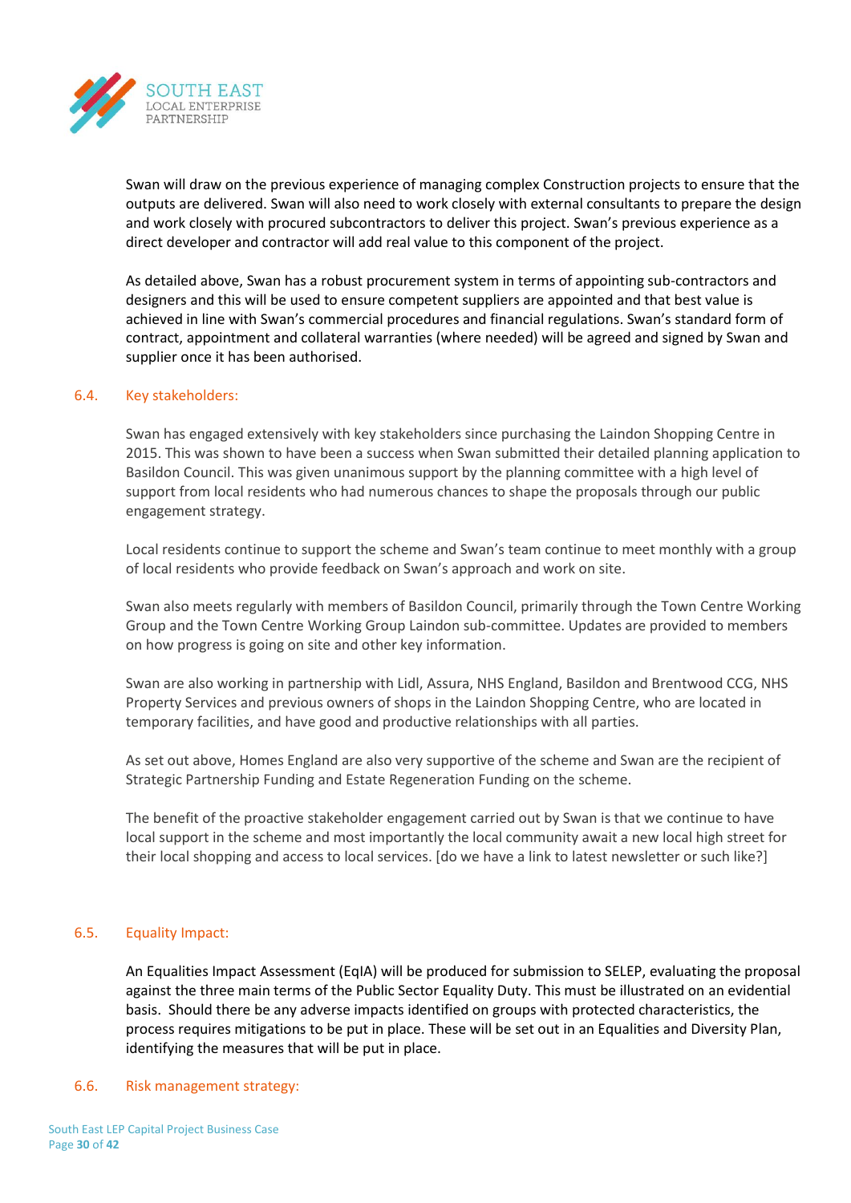Swan will draw on the previous experience of managing complex Construction projects to ensure that the outputs are delivered. Swan will also need to work closely with external consultants to prepare the design and work closely with procured subcontractors to deliver this project. Swan's previous experience as a direct developer and contractor will add real value to this component of the project.

As detailed above, Swan has a robust procurement system in terms of appointing sub-contractors and designers and this will be used to ensure competent suppliers are appointed and that best value is achieved in line with Swan's commercial procedures and financial regulations. Swan's standard form of contract, appointment and collateral warranties (where needed) will be agreed and signed by Swan and supplier once it has been authorised.

### 6.4. Key stakeholders:

Swan has engaged extensively with key stakeholders since purchasing the Laindon Shopping Centre in 2015. This was shown to have been a success when Swan submitted their detailed planning application to Basildon Council. This was given unanimous support by the planning committee with a high level of support from local residents who had numerous chances to shape the proposals through our public engagement strategy.

Local residents continue to support the scheme and Swan's team continue to meet monthly with a group of local residents who provide feedback on Swan's approach and work on site.

Swan also meets regularly with members of Basildon Council, primarily through the Town Centre Working Group and the Town Centre Working Group Laindon sub-committee. Updates are provided to members on how progress is going on site and other key information.

Swan are also working in partnership with Lidl, Assura, NHS England, Basildon and Brentwood CCG, NHS Property Services and previous owners of shops in the Laindon Shopping Centre, who are located in temporary facilities, and have good and productive relationships with all parties.

As set out above, Homes England are also very supportive of the scheme and Swan are the recipient of Strategic Partnership Funding and Estate Regeneration Funding on the scheme.

The benefit of the proactive stakeholder engagement carried out by Swan is that we continue to have local support in the scheme and most importantly the local community await a new local high street for their local shopping and access to local services. [do we have a link to latest newsletter or such like?]

### 6.5. Equality Impact:

An Equalities Impact Assessment (EqIA) will be produced for submission to SELEP, evaluating the proposal against the three main terms of the Public Sector Equality Duty. This must be illustrated on an evidential basis. Should there be any adverse impacts identified on groups with protected characteristics, the process requires mitigations to be put in place. These will be set out in an Equalities and Diversity Plan, identifying the measures that will be put in place.

### 6.6. Risk management strategy: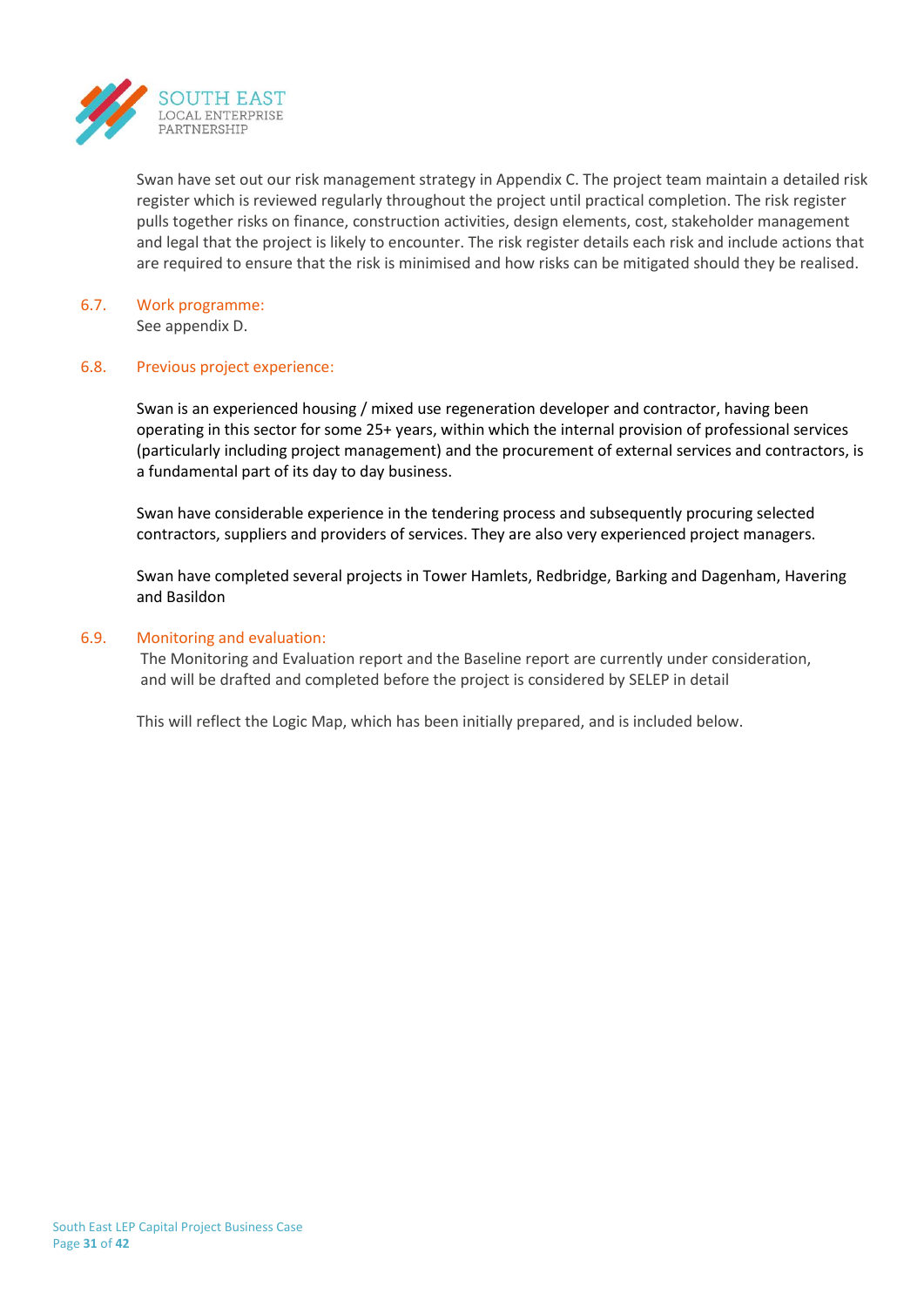Swan have set out our risk management strategy in Appendix C. The project team maintain a detailed risk register which is reviewed regularly throughout the project until practical completion. The risk register pulls together risks on finance, construction activities, design elements, cost, stakeholder management and legal that the project is likely to encounter. The risk register details each risk and include actions that are required to ensure that the risk is minimised and how risks can be mitigated should they be realised.

### 6.7. Work programme:

See appendix D.

### 6.8. Previous project experience:

Swan is an experienced housing / mixed use regeneration developer and contractor, having been operating in this sector for some 25+ years, within which the internal provision of professional services (particularly including project management) and the procurement of external services and contractors, is a fundamental part of its day to day business.

Swan have considerable experience in the tendering process and subsequently procuring selected contractors, suppliers and providers of services. They are also very experienced project managers.

Swan have completed several projects in Tower Hamlets, Redbridge, Barking and Dagenham, Havering and Basildon

### 6.9. Monitoring and evaluation:

The Monitoring and Evaluation report and the Baseline report are currently under consideration, and will be drafted and completed before the project is considered by SELEP in detail

This will reflect the Logic Map, which has been initially prepared, and is included below.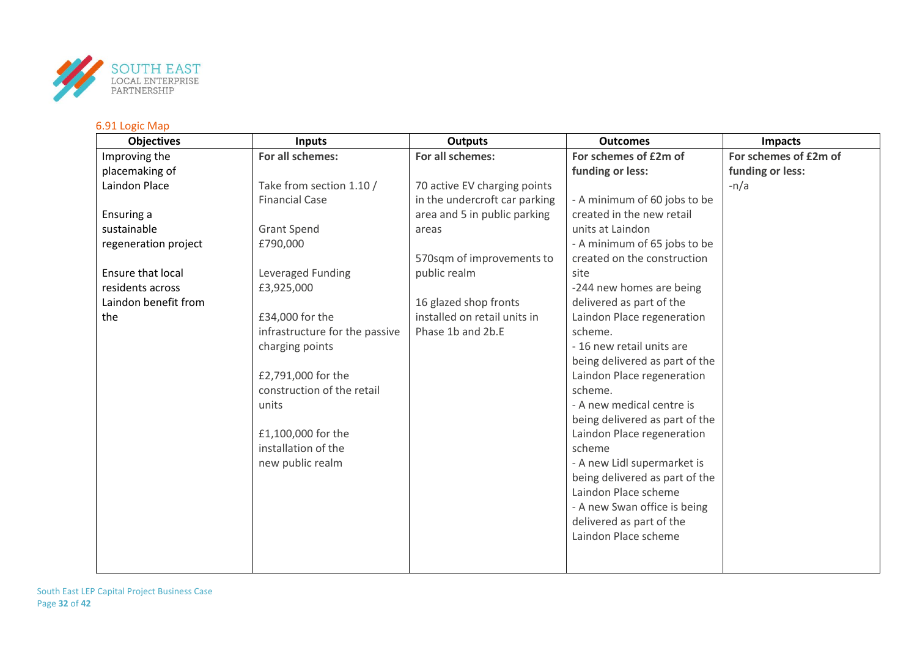6.91 Logic Map

| Objectives | Inputs | Outputs | Outcomes | Impacts |
|---|---|---|---|---|
| Improving the placemaking of Laindon Place<br><br>Ensuring a sustainable regeneration project<br><br>Ensure that local residents across Laindon benefit from the | **For all schemes:**<br><br>Take from section 1.10 / Financial Case<br><br>Grant Spend<br>£790,000<br><br>Leveraged Funding<br>£3,925,000<br><br>£34,000 for the infrastructure for the passive charging points<br><br>£2,791,000 for the construction of the retail units<br><br>£1,100,000 for the installation of the new public realm | **For all schemes:**<br><br>70 active EV charging points in the undercroft car parking area and 5 in public parking areas<br><br>570sqm of improvements to public realm<br><br>16 glazed shop fronts installed on retail units in Phase 1b and 2b.E | **For schemes of £2m of funding or less:**<br><br>- A minimum of 60 jobs to be created in the new retail units at Laindon<br>- A minimum of 65 jobs to be created on the construction site<br>-244 new homes are being delivered as part of the Laindon Place regeneration scheme.<br>- 16 new retail units are being delivered as part of the Laindon Place regeneration scheme.<br>- A new medical centre is being delivered as part of the Laindon Place regeneration scheme<br>- A new Lidl supermarket is being delivered as part of the Laindon Place scheme<br>- A new Swan office is being delivered as part of the Laindon Place scheme | **For schemes of £2m of funding or less:**<br>-n/a |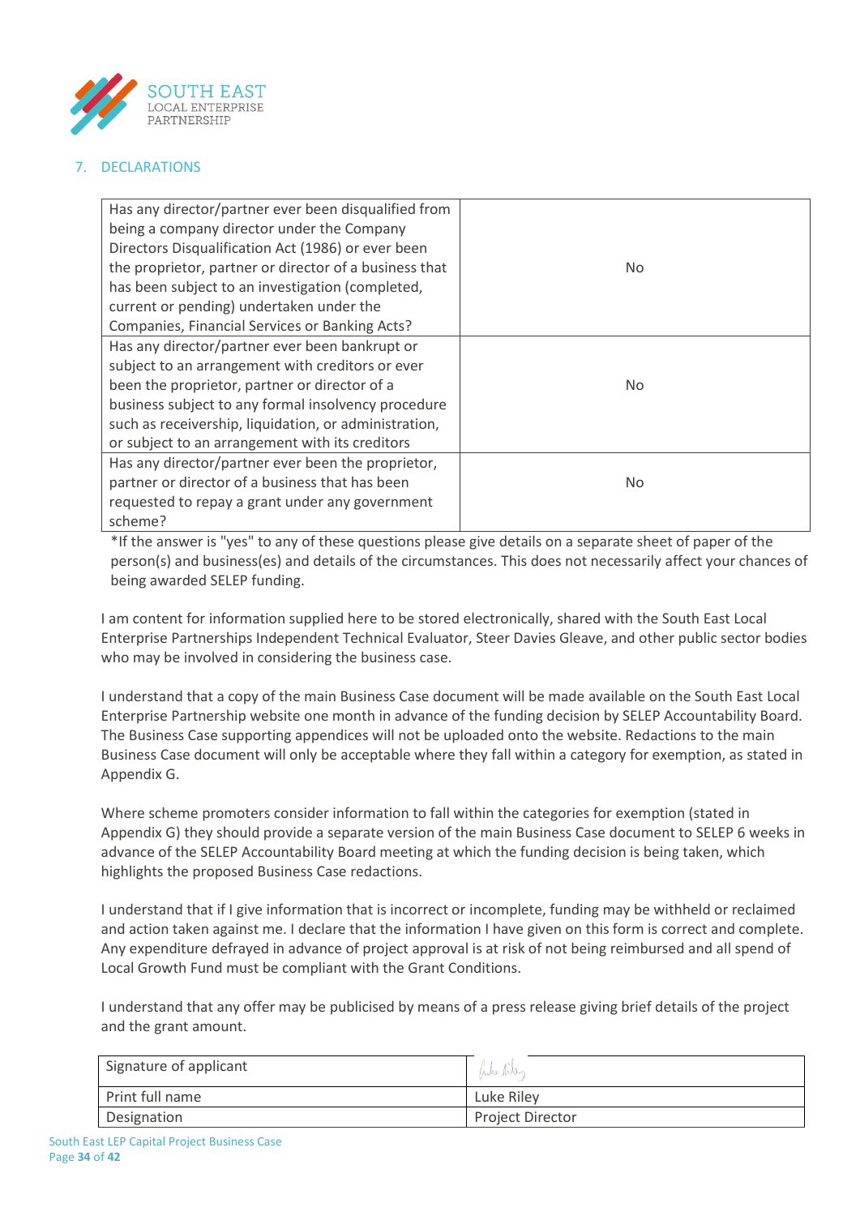## 7. DECLARATIONS

| Question | Answer |
| --- | --- |
| Has any director/partner ever been disqualified from being a company director under the Company Directors Disqualification Act (1986) or ever been the proprietor, partner or director of a business that has been subject to an investigation (completed, current or pending) undertaken under the Companies, Financial Services or Banking Acts? | No |
| Has any director/partner ever been bankrupt or subject to an arrangement with creditors or ever been the proprietor, partner or director of a business subject to any formal insolvency procedure such as receivership, liquidation, or administration, or subject to an arrangement with its creditors | No |
| Has any director/partner ever been the proprietor, partner or director of a business that has been requested to repay a grant under any government scheme? | No |

*If the answer is "yes" to any of these questions please give details on a separate sheet of paper of the person(s) and business(es) and details of the circumstances. This does not necessarily affect your chances of being awarded SELEP funding.

I am content for information supplied here to be stored electronically, shared with the South East Local Enterprise Partnerships Independent Technical Evaluator, Steer Davies Gleave, and other public sector bodies who may be involved in considering the business case.

I understand that a copy of the main Business Case document will be made available on the South East Local Enterprise Partnership website one month in advance of the funding decision by SELEP Accountability Board. The Business Case supporting appendices will not be uploaded onto the website. Redactions to the main Business Case document will only be acceptable where they fall within a category for exemption, as stated in Appendix G.

Where scheme promoters consider information to fall within the categories for exemption (stated in Appendix G) they should provide a separate version of the main Business Case document to SELEP 6 weeks in advance of the SELEP Accountability Board meeting at which the funding decision is being taken, which highlights the proposed Business Case redactions.

I understand that if I give information that is incorrect or incomplete, funding may be withheld or reclaimed and action taken against me. I declare that the information I have given on this form is correct and complete. Any expenditure defrayed in advance of project approval is at risk of not being reimbursed and all spend of Local Growth Fund must be compliant with the Grant Conditions.

I understand that any offer may be publicised by means of a press release giving brief details of the project and the grant amount.

| | |
| --- | --- |
| Signature of applicant | *(signature)* |
| Print full name | Luke Riley |
| Designation | Project Director |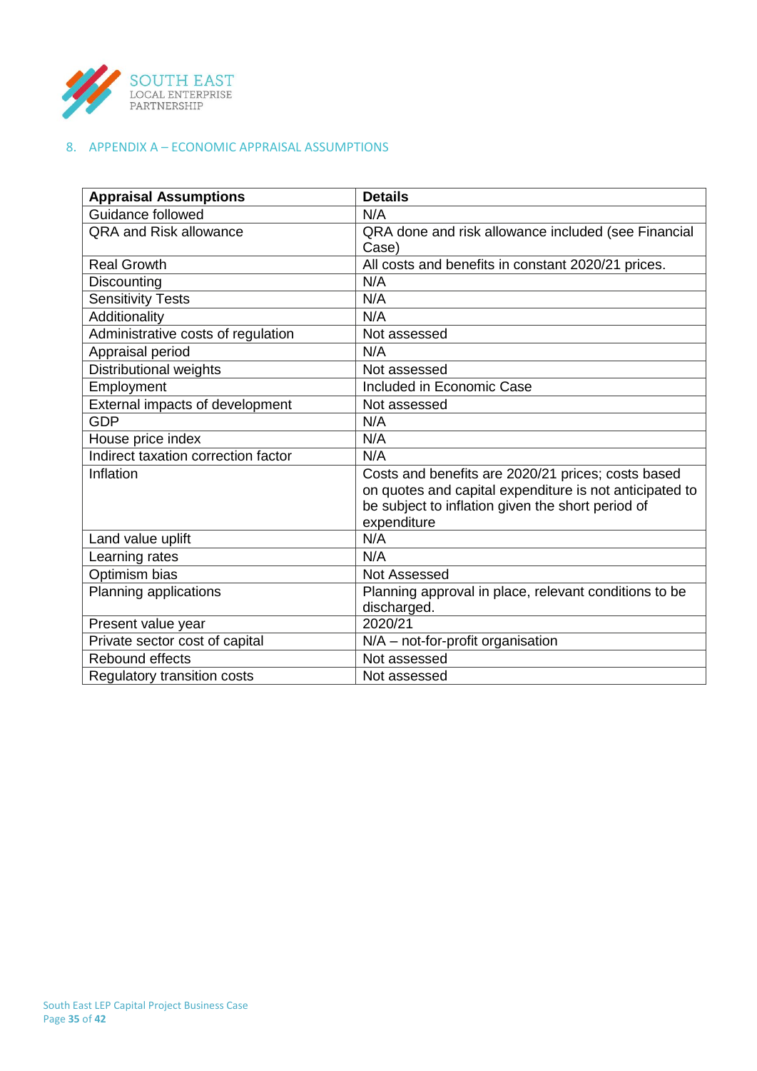## 8. APPENDIX A – ECONOMIC APPRAISAL ASSUMPTIONS

| Appraisal Assumptions | Details |
|---|---|
| Guidance followed | N/A |
| QRA and Risk allowance | QRA done and risk allowance included (see Financial Case) |
| Real Growth | All costs and benefits in constant 2020/21 prices. |
| Discounting | N/A |
| Sensitivity Tests | N/A |
| Additionality | N/A |
| Administrative costs of regulation | Not assessed |
| Appraisal period | N/A |
| Distributional weights | Not assessed |
| Employment | Included in Economic Case |
| External impacts of development | Not assessed |
| GDP | N/A |
| House price index | N/A |
| Indirect taxation correction factor | N/A |
| Inflation | Costs and benefits are 2020/21 prices; costs based on quotes and capital expenditure is not anticipated to be subject to inflation given the short period of expenditure |
| Land value uplift | N/A |
| Learning rates | N/A |
| Optimism bias | Not Assessed |
| Planning applications | Planning approval in place, relevant conditions to be discharged. |
| Present value year | 2020/21 |
| Private sector cost of capital | N/A – not-for-profit organisation |
| Rebound effects | Not assessed |
| Regulatory transition costs | Not assessed |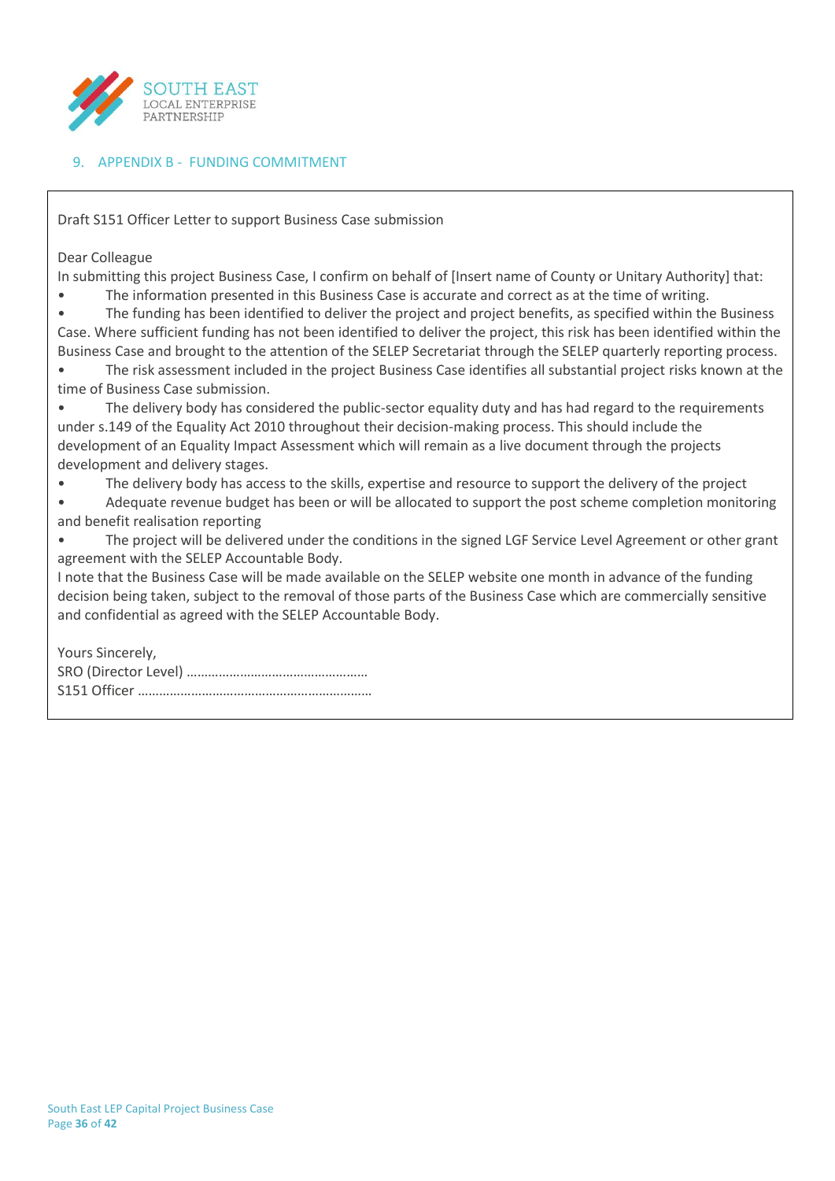## 9. APPENDIX B - FUNDING COMMITMENT

Draft S151 Officer Letter to support Business Case submission

Dear Colleague

In submitting this project Business Case, I confirm on behalf of [Insert name of County or Unitary Authority] that:

- The information presented in this Business Case is accurate and correct as at the time of writing.
- The funding has been identified to deliver the project and project benefits, as specified within the Business Case. Where sufficient funding has not been identified to deliver the project, this risk has been identified within the Business Case and brought to the attention of the SELEP Secretariat through the SELEP quarterly reporting process.
- The risk assessment included in the project Business Case identifies all substantial project risks known at the time of Business Case submission.
- The delivery body has considered the public-sector equality duty and has had regard to the requirements under s.149 of the Equality Act 2010 throughout their decision-making process. This should include the development of an Equality Impact Assessment which will remain as a live document through the projects development and delivery stages.
- The delivery body has access to the skills, expertise and resource to support the delivery of the project
- Adequate revenue budget has been or will be allocated to support the post scheme completion monitoring and benefit realisation reporting
- The project will be delivered under the conditions in the signed LGF Service Level Agreement or other grant agreement with the SELEP Accountable Body.

I note that the Business Case will be made available on the SELEP website one month in advance of the funding decision being taken, subject to the removal of those parts of the Business Case which are commercially sensitive and confidential as agreed with the SELEP Accountable Body.

Yours Sincerely,

SRO (Director Level) ……………………………………………

S151 Officer …………………………………………………………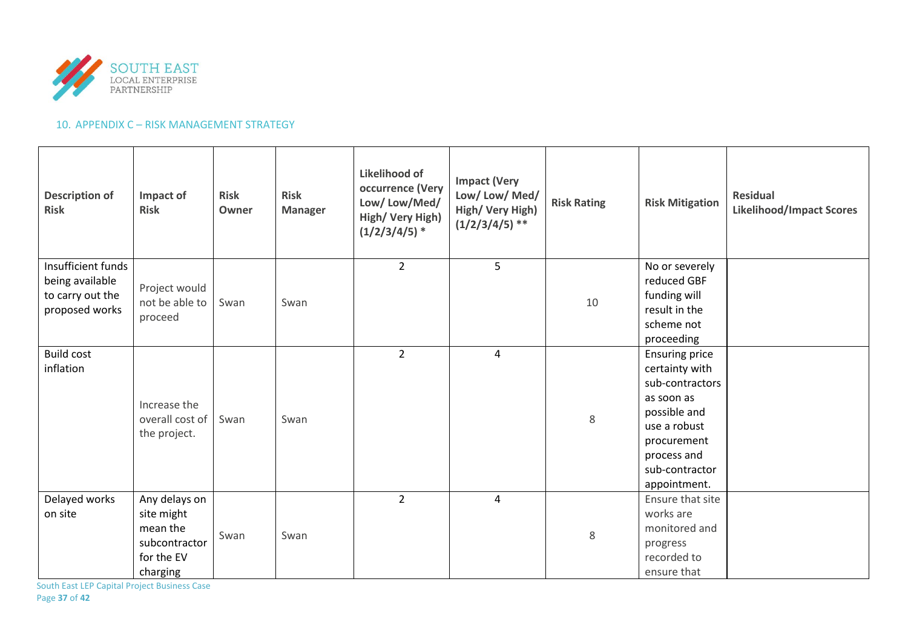## 10. APPENDIX C – RISK MANAGEMENT STRATEGY

| Description of Risk | Impact of Risk | Risk Owner | Risk Manager | Likelihood of occurrence (Very Low/ Low/Med/ High/ Very High) (1/2/3/4/5) * | Impact (Very Low/ Low/ Med/ High/ Very High) (1/2/3/4/5) ** | Risk Rating | Risk Mitigation | Residual Likelihood/Impact Scores |
|---|---|---|---|---|---|---|---|---|
| Insufficient funds being available to carry out the proposed works | Project would not be able to proceed | Swan | Swan | 2 | 5 | 10 | No or severely reduced GBF funding will result in the scheme not proceeding | |
| Build cost inflation | Increase the overall cost of the project. | Swan | Swan | 2 | 4 | 8 | Ensuring price certainty with sub-contractors as soon as possible and use a robust procurement process and sub-contractor appointment. | |
| Delayed works on site | Any delays on site might mean the subcontractor for the EV charging | Swan | Swan | 2 | 4 | 8 | Ensure that site works are monitored and progress recorded to ensure that | |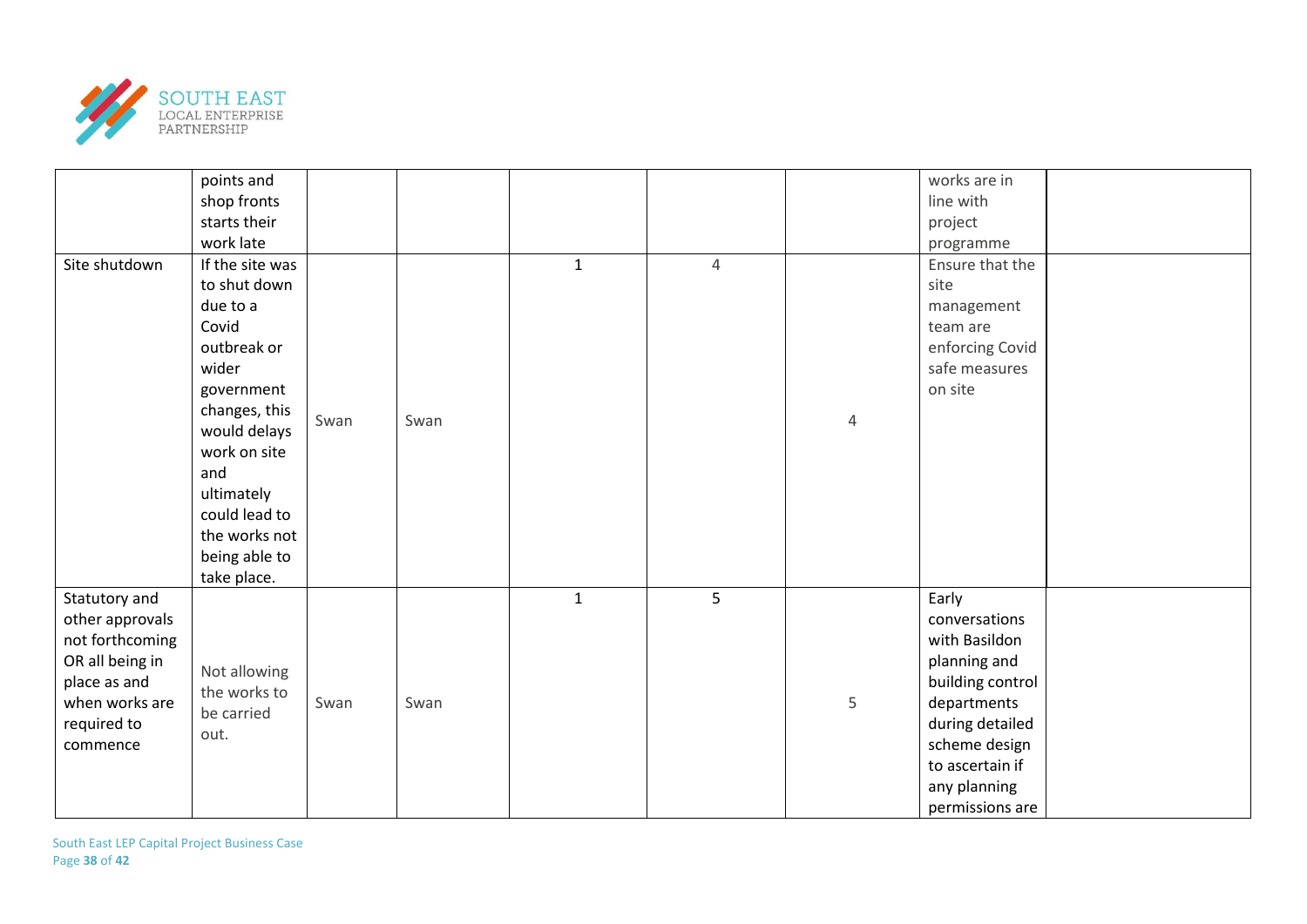| | | | | | | | | |
|---|---|---|---|---|---|---|---|---|
| | points and shop fronts starts their work late | | | | | | works are in line with project programme | |
| Site shutdown | If the site was to shut down due to a Covid outbreak or wider government changes, this would delays work on site and ultimately could lead to the works not being able to take place. | Swan | Swan | 1 | 4 | 4 | Ensure that the site management team are enforcing Covid safe measures on site | |
| Statutory and other approvals not forthcoming OR all being in place as and when works are required to commence | Not allowing the works to be carried out. | Swan | Swan | 1 | 5 | 5 | Early conversations with Basildon planning and building control departments during detailed scheme design to ascertain if any planning permissions are | |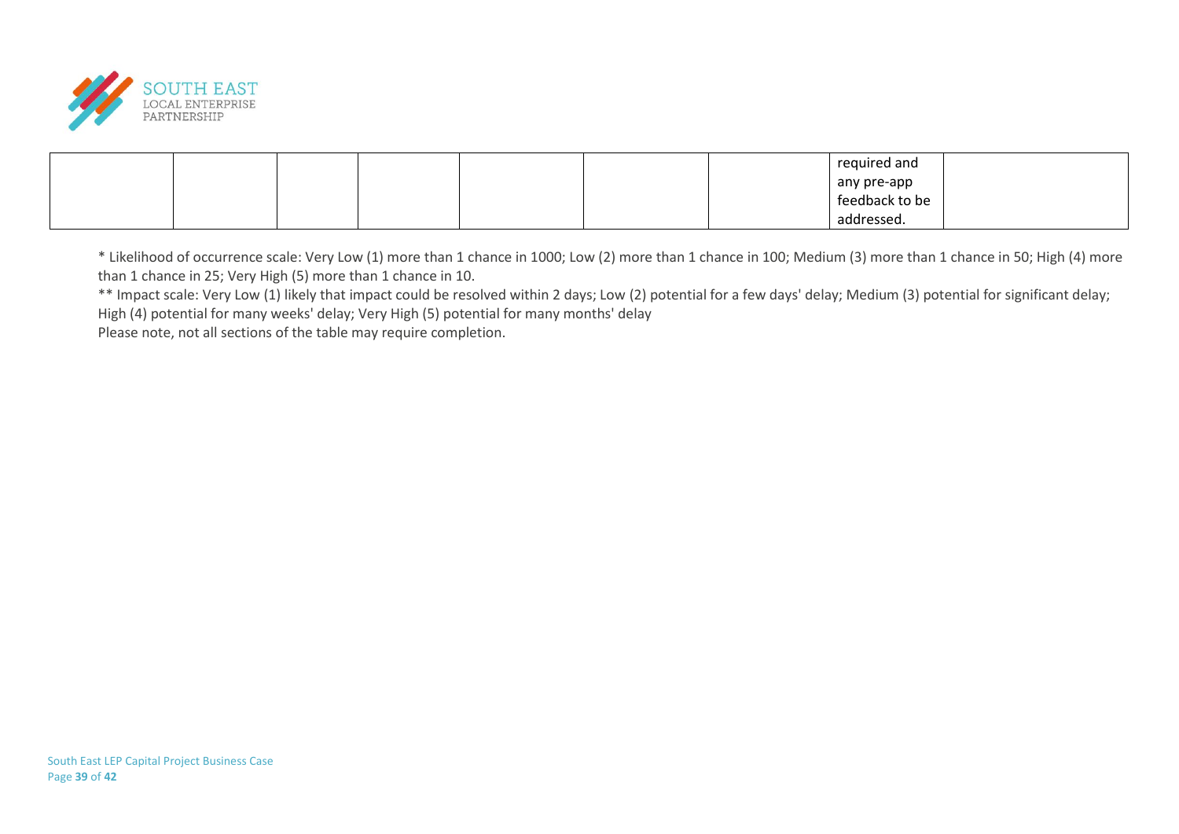| | | | | | | | | |
|---|---|---|---|---|---|---|---|---|
| | | | | | | | required and any pre-app feedback to be addressed. | |

* Likelihood of occurrence scale: Very Low (1) more than 1 chance in 1000; Low (2) more than 1 chance in 100; Medium (3) more than 1 chance in 50; High (4) more than 1 chance in 25; Very High (5) more than 1 chance in 10.

** Impact scale: Very Low (1) likely that impact could be resolved within 2 days; Low (2) potential for a few days' delay; Medium (3) potential for significant delay; High (4) potential for many weeks' delay; Very High (5) potential for many months' delay

Please note, not all sections of the table may require completion.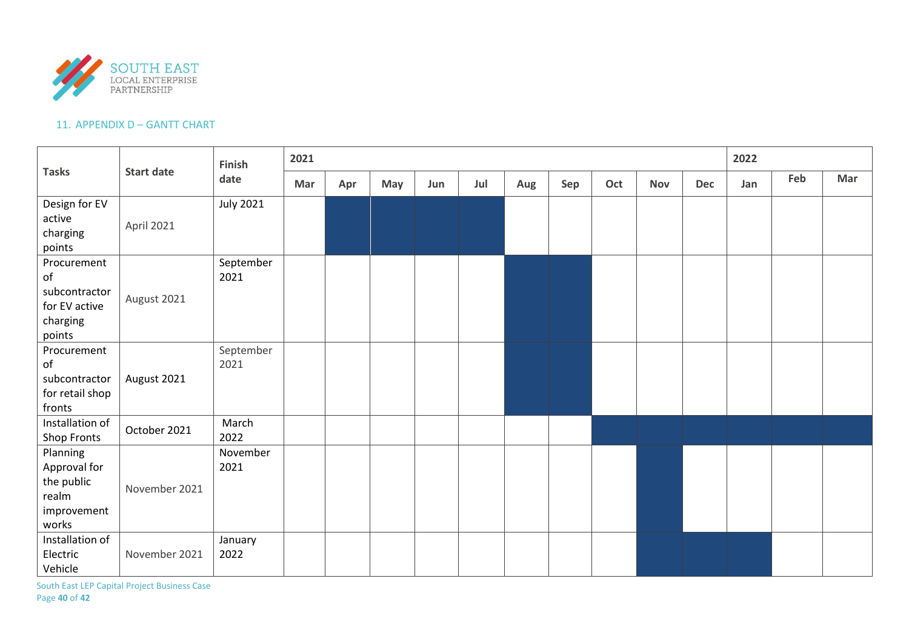## 11. APPENDIX D – GANTT CHART

| Tasks | Start date | Finish date | 2021 | | | | | | | | | | 2022 | | |
|---|---|---|---|---|---|---|---|---|---|---|---|---|---|---|---|
| | | | Mar | Apr | May | Jun | Jul | Aug | Sep | Oct | Nov | Dec | Jan | Feb | Mar |
| Design for EV active charging points | April 2021 | July 2021 | | ■ | ■ | ■ | ■ | | | | | | | | |
| Procurement of subcontractor for EV active charging points | August 2021 | September 2021 | | | | | | ■ | ■ | | | | | | |
| Procurement of subcontractor for retail shop fronts | August 2021 | September 2021 | | | | | | ■ | ■ | | | | | | |
| Installation of Shop Fronts | October 2021 | March 2022 | | | | | | | | ■ | ■ | ■ | ■ | ■ | ■ |
| Planning Approval for the public realm improvement works | November 2021 | November 2021 | | | | | | | | | ■ | | | | |
| Installation of Electric Vehicle | November 2021 | January 2022 | | | | | | | | | ■ | ■ | ■ | | |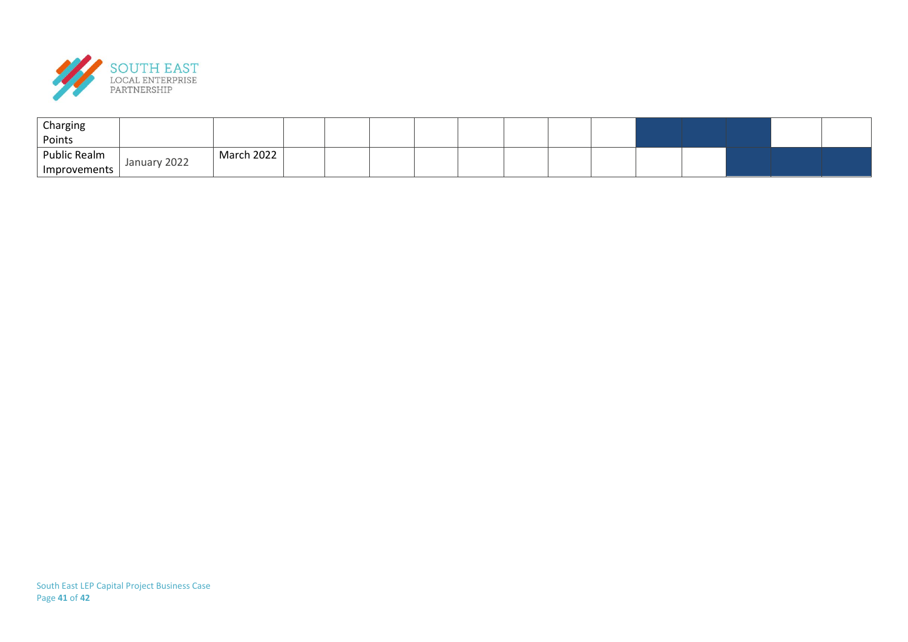| | | | | | | | | | | | | | | | |
|---|---|---|---|---|---|---|---|---|---|---|---|---|---|---|---|
| Charging Points | | | | | | | | | | | | | | | |
| Public Realm Improvements | January 2022 | March 2022 | | | | | | | | | | | | | |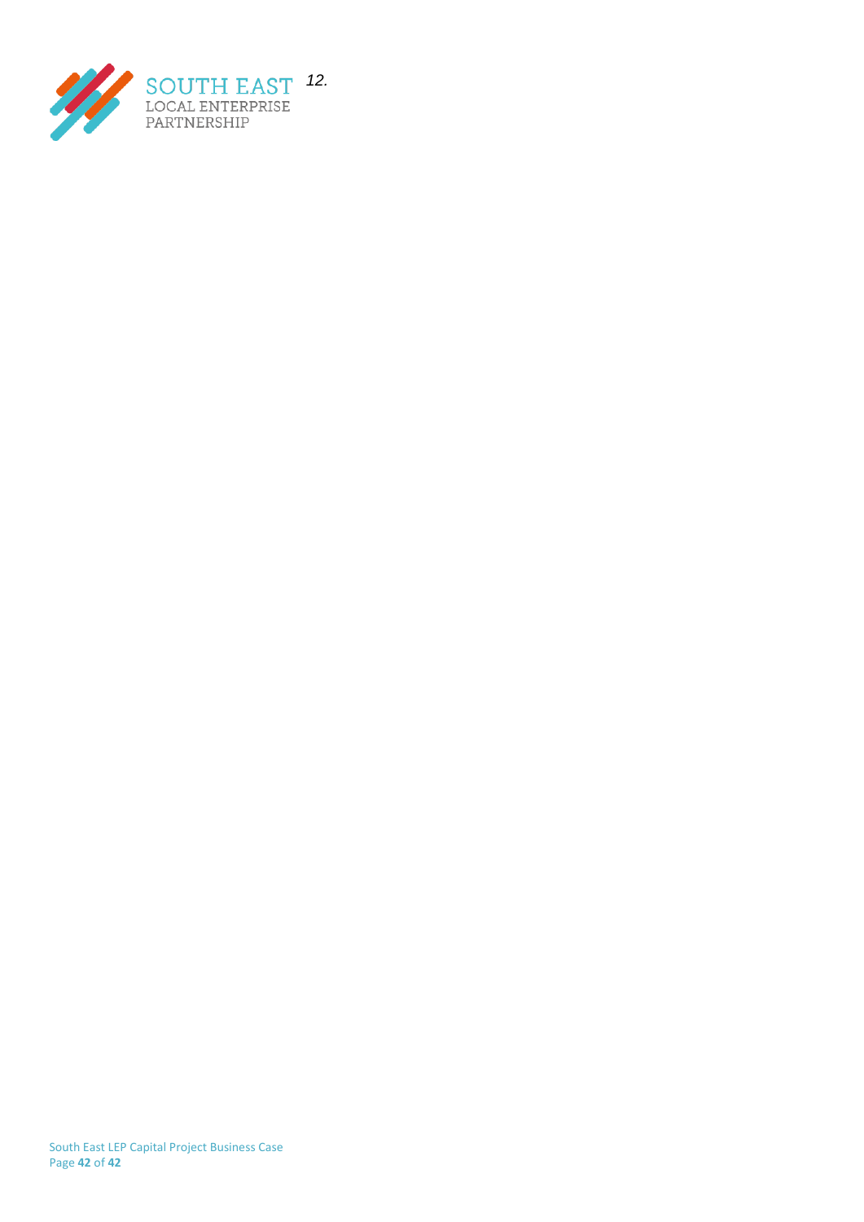*12.*